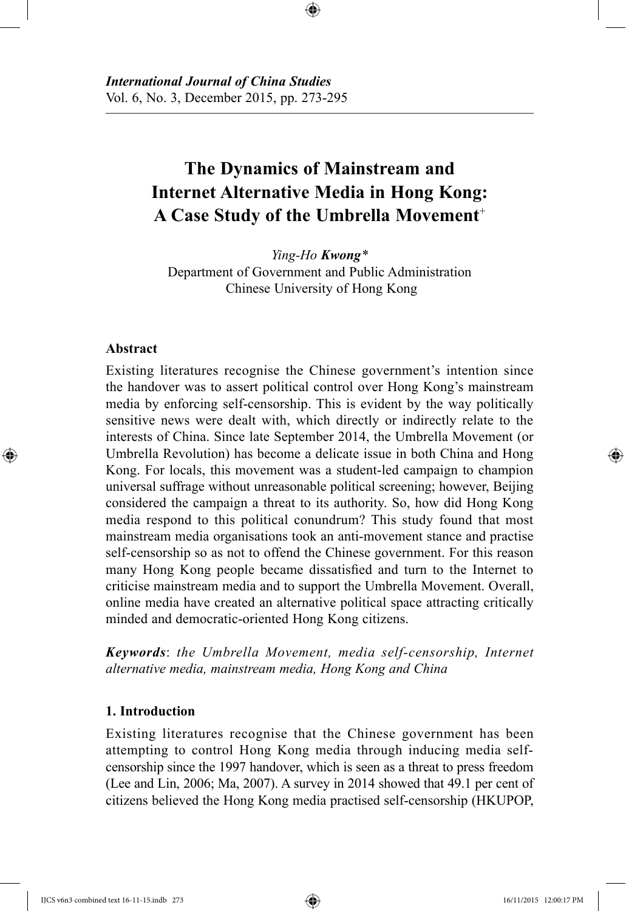*International Journal of China Studies*
Vol. 6, No. 3, December 2015, pp. 273-295

# The Dynamics of Mainstream and Internet Alternative Media in Hong Kong: A Case Study of the Umbrella Movement[+]

*Ying-Ho **Kwong**\**
Department of Government and Public Administration
Chinese University of Hong Kong

## Abstract

Existing literatures recognise the Chinese government's intention since the handover was to assert political control over Hong Kong's mainstream media by enforcing self-censorship. This is evident by the way politically sensitive news were dealt with, which directly or indirectly relate to the interests of China. Since late September 2014, the Umbrella Movement (or Umbrella Revolution) has become a delicate issue in both China and Hong Kong. For locals, this movement was a student-led campaign to champion universal suffrage without unreasonable political screening; however, Beijing considered the campaign a threat to its authority. So, how did Hong Kong media respond to this political conundrum? This study found that most mainstream media organisations took an anti-movement stance and practise self-censorship so as not to offend the Chinese government. For this reason many Hong Kong people became dissatisfied and turn to the Internet to criticise mainstream media and to support the Umbrella Movement. Overall, online media have created an alternative political space attracting critically minded and democratic-oriented Hong Kong citizens.

***Keywords***: *the Umbrella Movement, media self-censorship, Internet alternative media, mainstream media, Hong Kong and China*

## 1. Introduction

Existing literatures recognise that the Chinese government has been attempting to control Hong Kong media through inducing media self-censorship since the 1997 handover, which is seen as a threat to press freedom (Lee and Lin, 2006; Ma, 2007). A survey in 2014 showed that 49.1 per cent of citizens believed the Hong Kong media practised self-censorship (HKUPOP,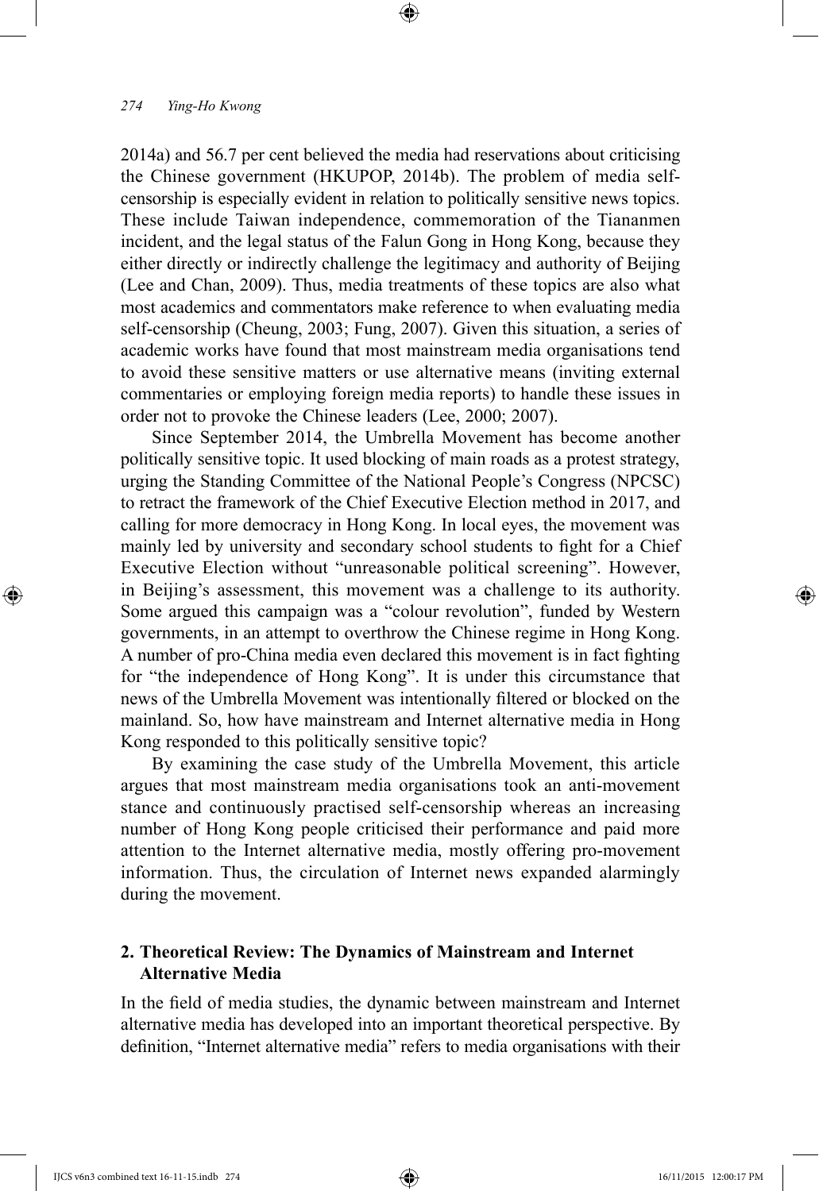2014a) and 56.7 per cent believed the media had reservations about criticising the Chinese government (HKUPOP, 2014b). The problem of media self-censorship is especially evident in relation to politically sensitive news topics. These include Taiwan independence, commemoration of the Tiananmen incident, and the legal status of the Falun Gong in Hong Kong, because they either directly or indirectly challenge the legitimacy and authority of Beijing (Lee and Chan, 2009). Thus, media treatments of these topics are also what most academics and commentators make reference to when evaluating media self-censorship (Cheung, 2003; Fung, 2007). Given this situation, a series of academic works have found that most mainstream media organisations tend to avoid these sensitive matters or use alternative means (inviting external commentaries or employing foreign media reports) to handle these issues in order not to provoke the Chinese leaders (Lee, 2000; 2007).

Since September 2014, the Umbrella Movement has become another politically sensitive topic. It used blocking of main roads as a protest strategy, urging the Standing Committee of the National People's Congress (NPCSC) to retract the framework of the Chief Executive Election method in 2017, and calling for more democracy in Hong Kong. In local eyes, the movement was mainly led by university and secondary school students to fight for a Chief Executive Election without "unreasonable political screening". However, in Beijing's assessment, this movement was a challenge to its authority. Some argued this campaign was a "colour revolution", funded by Western governments, in an attempt to overthrow the Chinese regime in Hong Kong. A number of pro-China media even declared this movement is in fact fighting for "the independence of Hong Kong". It is under this circumstance that news of the Umbrella Movement was intentionally filtered or blocked on the mainland. So, how have mainstream and Internet alternative media in Hong Kong responded to this politically sensitive topic?

By examining the case study of the Umbrella Movement, this article argues that most mainstream media organisations took an anti-movement stance and continuously practised self-censorship whereas an increasing number of Hong Kong people criticised their performance and paid more attention to the Internet alternative media, mostly offering pro-movement information. Thus, the circulation of Internet news expanded alarmingly during the movement.

## 2. Theoretical Review: The Dynamics of Mainstream and Internet Alternative Media

In the field of media studies, the dynamic between mainstream and Internet alternative media has developed into an important theoretical perspective. By definition, "Internet alternative media" refers to media organisations with their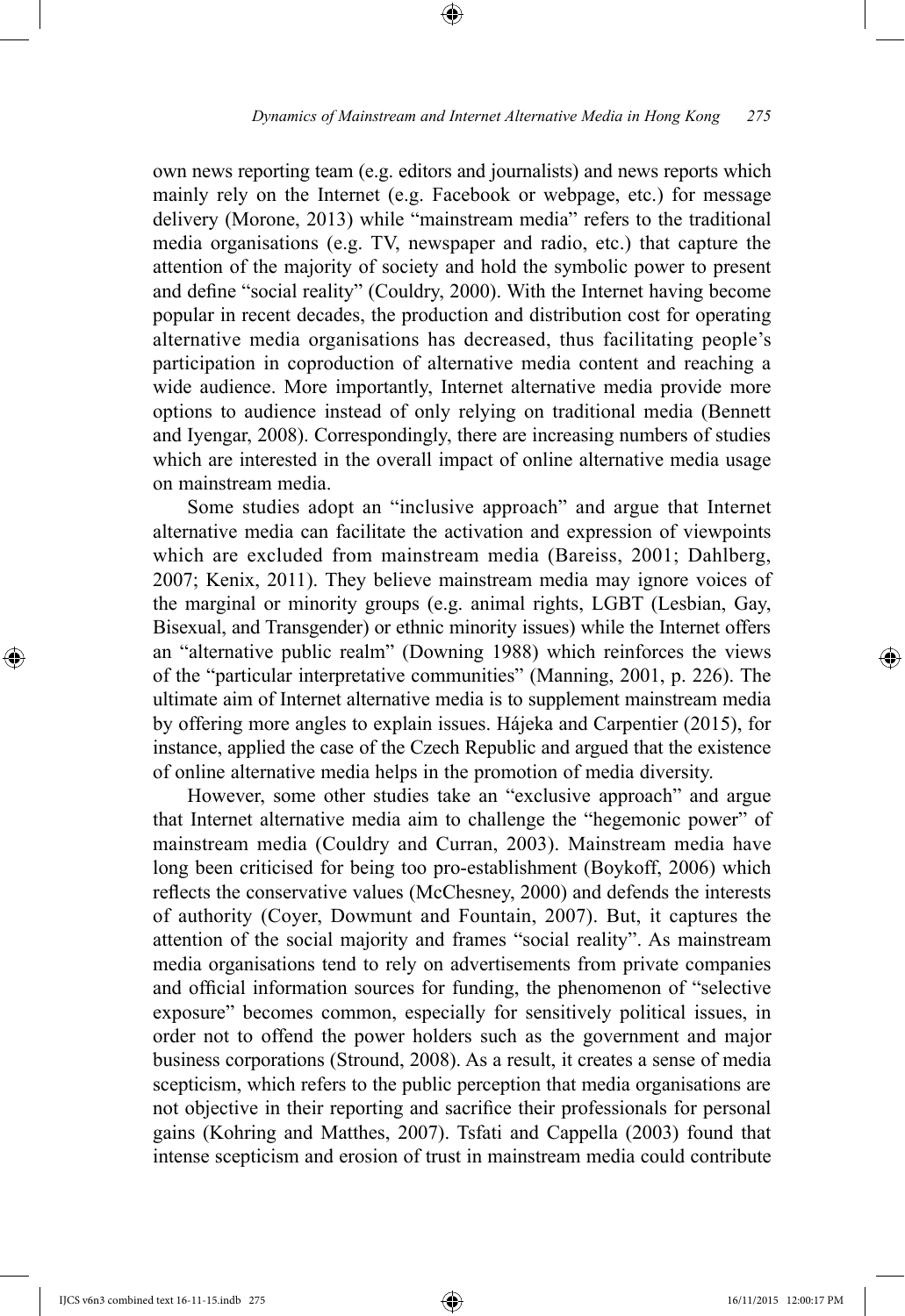own news reporting team (e.g. editors and journalists) and news reports which mainly rely on the Internet (e.g. Facebook or webpage, etc.) for message delivery (Morone, 2013) while "mainstream media" refers to the traditional media organisations (e.g. TV, newspaper and radio, etc.) that capture the attention of the majority of society and hold the symbolic power to present and define "social reality" (Couldry, 2000). With the Internet having become popular in recent decades, the production and distribution cost for operating alternative media organisations has decreased, thus facilitating people's participation in coproduction of alternative media content and reaching a wide audience. More importantly, Internet alternative media provide more options to audience instead of only relying on traditional media (Bennett and Iyengar, 2008). Correspondingly, there are increasing numbers of studies which are interested in the overall impact of online alternative media usage on mainstream media.

Some studies adopt an "inclusive approach" and argue that Internet alternative media can facilitate the activation and expression of viewpoints which are excluded from mainstream media (Bareiss, 2001; Dahlberg, 2007; Kenix, 2011). They believe mainstream media may ignore voices of the marginal or minority groups (e.g. animal rights, LGBT (Lesbian, Gay, Bisexual, and Transgender) or ethnic minority issues) while the Internet offers an "alternative public realm" (Downing 1988) which reinforces the views of the "particular interpretative communities" (Manning, 2001, p. 226). The ultimate aim of Internet alternative media is to supplement mainstream media by offering more angles to explain issues. Hájeka and Carpentier (2015), for instance, applied the case of the Czech Republic and argued that the existence of online alternative media helps in the promotion of media diversity.

However, some other studies take an "exclusive approach" and argue that Internet alternative media aim to challenge the "hegemonic power" of mainstream media (Couldry and Curran, 2003). Mainstream media have long been criticised for being too pro-establishment (Boykoff, 2006) which reflects the conservative values (McChesney, 2000) and defends the interests of authority (Coyer, Dowmunt and Fountain, 2007). But, it captures the attention of the social majority and frames "social reality". As mainstream media organisations tend to rely on advertisements from private companies and official information sources for funding, the phenomenon of "selective exposure" becomes common, especially for sensitively political issues, in order not to offend the power holders such as the government and major business corporations (Stround, 2008). As a result, it creates a sense of media scepticism, which refers to the public perception that media organisations are not objective in their reporting and sacrifice their professionals for personal gains (Kohring and Matthes, 2007). Tsfati and Cappella (2003) found that intense scepticism and erosion of trust in mainstream media could contribute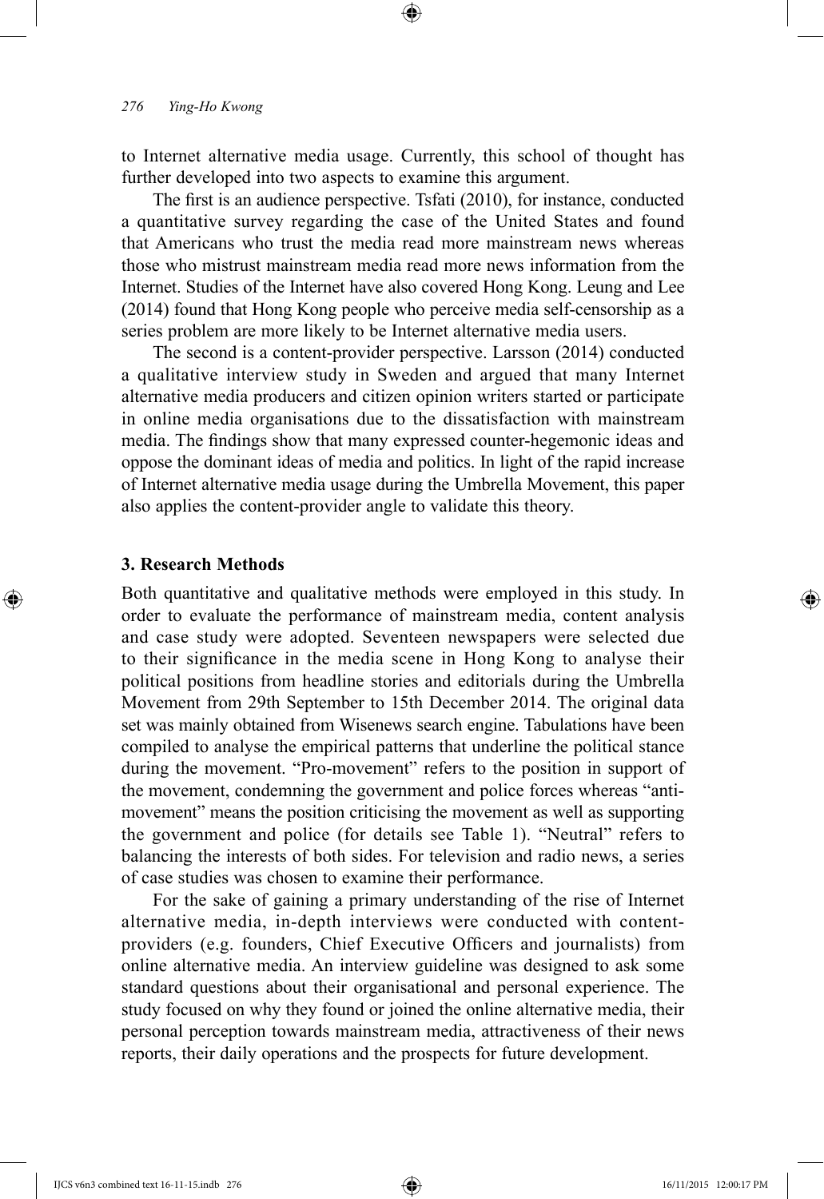to Internet alternative media usage. Currently, this school of thought has further developed into two aspects to examine this argument.

The first is an audience perspective. Tsfati (2010), for instance, conducted a quantitative survey regarding the case of the United States and found that Americans who trust the media read more mainstream news whereas those who mistrust mainstream media read more news information from the Internet. Studies of the Internet have also covered Hong Kong. Leung and Lee (2014) found that Hong Kong people who perceive media self-censorship as a series problem are more likely to be Internet alternative media users.

The second is a content-provider perspective. Larsson (2014) conducted a qualitative interview study in Sweden and argued that many Internet alternative media producers and citizen opinion writers started or participate in online media organisations due to the dissatisfaction with mainstream media. The findings show that many expressed counter-hegemonic ideas and oppose the dominant ideas of media and politics. In light of the rapid increase of Internet alternative media usage during the Umbrella Movement, this paper also applies the content-provider angle to validate this theory.

### 3. Research Methods

Both quantitative and qualitative methods were employed in this study. In order to evaluate the performance of mainstream media, content analysis and case study were adopted. Seventeen newspapers were selected due to their significance in the media scene in Hong Kong to analyse their political positions from headline stories and editorials during the Umbrella Movement from 29th September to 15th December 2014. The original data set was mainly obtained from Wisenews search engine. Tabulations have been compiled to analyse the empirical patterns that underline the political stance during the movement. "Pro-movement" refers to the position in support of the movement, condemning the government and police forces whereas "anti-movement" means the position criticising the movement as well as supporting the government and police (for details see Table 1). "Neutral" refers to balancing the interests of both sides. For television and radio news, a series of case studies was chosen to examine their performance.

For the sake of gaining a primary understanding of the rise of Internet alternative media, in-depth interviews were conducted with content-providers (e.g. founders, Chief Executive Officers and journalists) from online alternative media. An interview guideline was designed to ask some standard questions about their organisational and personal experience. The study focused on why they found or joined the online alternative media, their personal perception towards mainstream media, attractiveness of their news reports, their daily operations and the prospects for future development.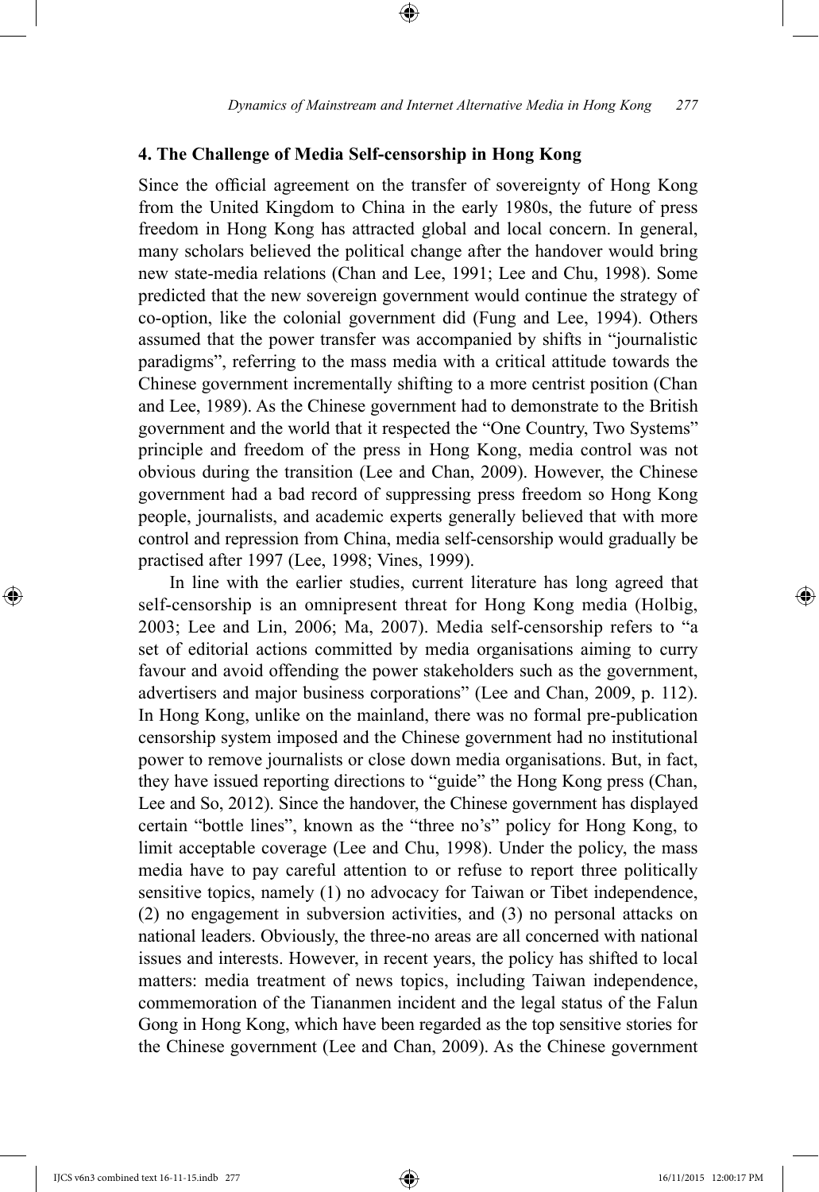## 4. The Challenge of Media Self-censorship in Hong Kong

Since the official agreement on the transfer of sovereignty of Hong Kong from the United Kingdom to China in the early 1980s, the future of press freedom in Hong Kong has attracted global and local concern. In general, many scholars believed the political change after the handover would bring new state-media relations (Chan and Lee, 1991; Lee and Chu, 1998). Some predicted that the new sovereign government would continue the strategy of co-option, like the colonial government did (Fung and Lee, 1994). Others assumed that the power transfer was accompanied by shifts in "journalistic paradigms", referring to the mass media with a critical attitude towards the Chinese government incrementally shifting to a more centrist position (Chan and Lee, 1989). As the Chinese government had to demonstrate to the British government and the world that it respected the "One Country, Two Systems" principle and freedom of the press in Hong Kong, media control was not obvious during the transition (Lee and Chan, 2009). However, the Chinese government had a bad record of suppressing press freedom so Hong Kong people, journalists, and academic experts generally believed that with more control and repression from China, media self-censorship would gradually be practised after 1997 (Lee, 1998; Vines, 1999).

In line with the earlier studies, current literature has long agreed that self-censorship is an omnipresent threat for Hong Kong media (Holbig, 2003; Lee and Lin, 2006; Ma, 2007). Media self-censorship refers to "a set of editorial actions committed by media organisations aiming to curry favour and avoid offending the power stakeholders such as the government, advertisers and major business corporations" (Lee and Chan, 2009, p. 112). In Hong Kong, unlike on the mainland, there was no formal pre-publication censorship system imposed and the Chinese government had no institutional power to remove journalists or close down media organisations. But, in fact, they have issued reporting directions to "guide" the Hong Kong press (Chan, Lee and So, 2012). Since the handover, the Chinese government has displayed certain "bottle lines", known as the "three no's" policy for Hong Kong, to limit acceptable coverage (Lee and Chu, 1998). Under the policy, the mass media have to pay careful attention to or refuse to report three politically sensitive topics, namely (1) no advocacy for Taiwan or Tibet independence, (2) no engagement in subversion activities, and (3) no personal attacks on national leaders. Obviously, the three-no areas are all concerned with national issues and interests. However, in recent years, the policy has shifted to local matters: media treatment of news topics, including Taiwan independence, commemoration of the Tiananmen incident and the legal status of the Falun Gong in Hong Kong, which have been regarded as the top sensitive stories for the Chinese government (Lee and Chan, 2009). As the Chinese government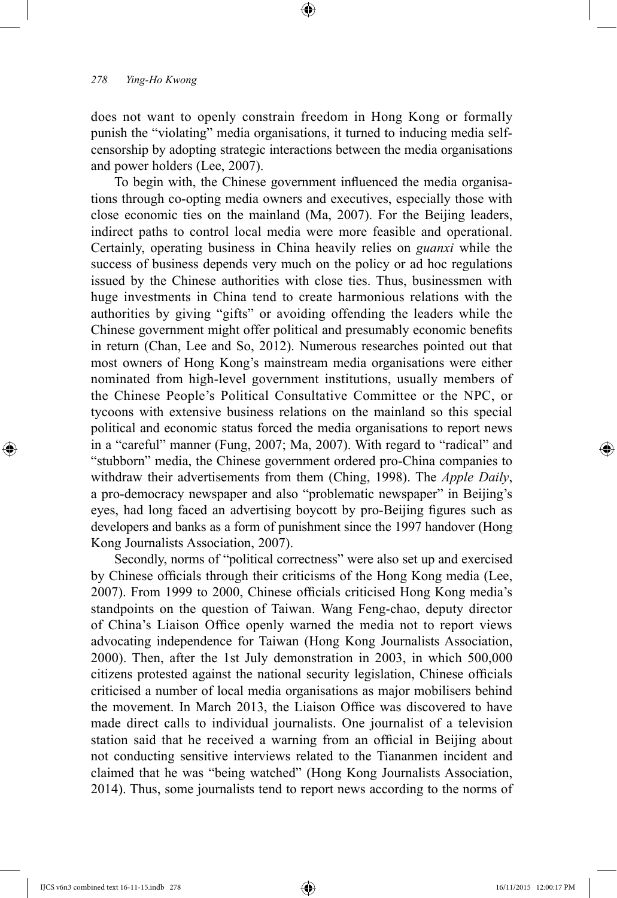does not want to openly constrain freedom in Hong Kong or formally punish the "violating" media organisations, it turned to inducing media self-censorship by adopting strategic interactions between the media organisations and power holders (Lee, 2007).

To begin with, the Chinese government influenced the media organisations through co-opting media owners and executives, especially those with close economic ties on the mainland (Ma, 2007). For the Beijing leaders, indirect paths to control local media were more feasible and operational. Certainly, operating business in China heavily relies on *guanxi* while the success of business depends very much on the policy or ad hoc regulations issued by the Chinese authorities with close ties. Thus, businessmen with huge investments in China tend to create harmonious relations with the authorities by giving "gifts" or avoiding offending the leaders while the Chinese government might offer political and presumably economic benefits in return (Chan, Lee and So, 2012). Numerous researches pointed out that most owners of Hong Kong's mainstream media organisations were either nominated from high-level government institutions, usually members of the Chinese People's Political Consultative Committee or the NPC, or tycoons with extensive business relations on the mainland so this special political and economic status forced the media organisations to report news in a "careful" manner (Fung, 2007; Ma, 2007). With regard to "radical" and "stubborn" media, the Chinese government ordered pro-China companies to withdraw their advertisements from them (Ching, 1998). The *Apple Daily*, a pro-democracy newspaper and also "problematic newspaper" in Beijing's eyes, had long faced an advertising boycott by pro-Beijing figures such as developers and banks as a form of punishment since the 1997 handover (Hong Kong Journalists Association, 2007).

Secondly, norms of "political correctness" were also set up and exercised by Chinese officials through their criticisms of the Hong Kong media (Lee, 2007). From 1999 to 2000, Chinese officials criticised Hong Kong media's standpoints on the question of Taiwan. Wang Feng-chao, deputy director of China's Liaison Office openly warned the media not to report views advocating independence for Taiwan (Hong Kong Journalists Association, 2000). Then, after the 1st July demonstration in 2003, in which 500,000 citizens protested against the national security legislation, Chinese officials criticised a number of local media organisations as major mobilisers behind the movement. In March 2013, the Liaison Office was discovered to have made direct calls to individual journalists. One journalist of a television station said that he received a warning from an official in Beijing about not conducting sensitive interviews related to the Tiananmen incident and claimed that he was "being watched" (Hong Kong Journalists Association, 2014). Thus, some journalists tend to report news according to the norms of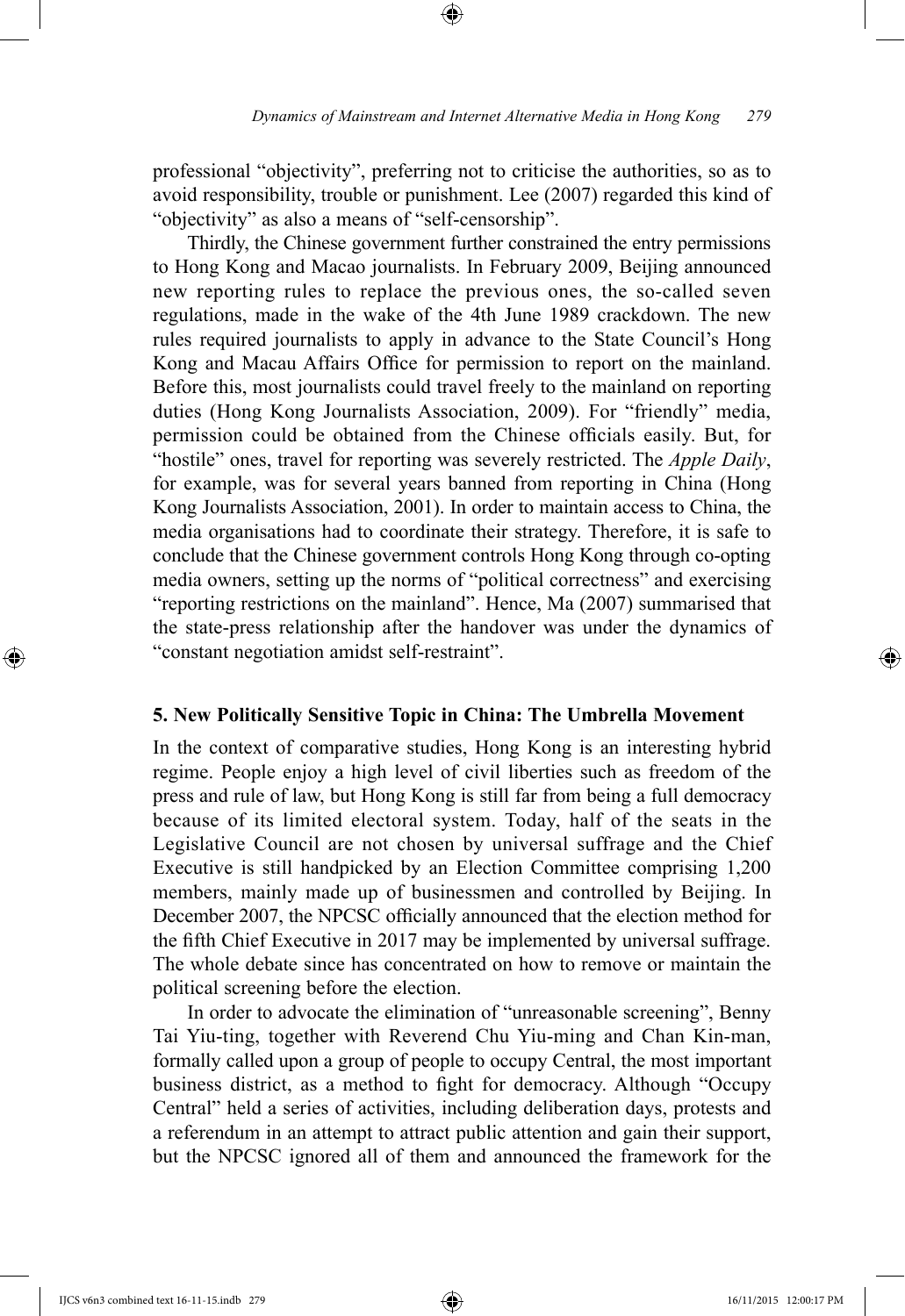professional "objectivity", preferring not to criticise the authorities, so as to avoid responsibility, trouble or punishment. Lee (2007) regarded this kind of "objectivity" as also a means of "self-censorship".

Thirdly, the Chinese government further constrained the entry permissions to Hong Kong and Macao journalists. In February 2009, Beijing announced new reporting rules to replace the previous ones, the so-called seven regulations, made in the wake of the 4th June 1989 crackdown. The new rules required journalists to apply in advance to the State Council's Hong Kong and Macau Affairs Office for permission to report on the mainland. Before this, most journalists could travel freely to the mainland on reporting duties (Hong Kong Journalists Association, 2009). For "friendly" media, permission could be obtained from the Chinese officials easily. But, for "hostile" ones, travel for reporting was severely restricted. The *Apple Daily*, for example, was for several years banned from reporting in China (Hong Kong Journalists Association, 2001). In order to maintain access to China, the media organisations had to coordinate their strategy. Therefore, it is safe to conclude that the Chinese government controls Hong Kong through co-opting media owners, setting up the norms of "political correctness" and exercising "reporting restrictions on the mainland". Hence, Ma (2007) summarised that the state-press relationship after the handover was under the dynamics of "constant negotiation amidst self-restraint".

## 5. New Politically Sensitive Topic in China: The Umbrella Movement

In the context of comparative studies, Hong Kong is an interesting hybrid regime. People enjoy a high level of civil liberties such as freedom of the press and rule of law, but Hong Kong is still far from being a full democracy because of its limited electoral system. Today, half of the seats in the Legislative Council are not chosen by universal suffrage and the Chief Executive is still handpicked by an Election Committee comprising 1,200 members, mainly made up of businessmen and controlled by Beijing. In December 2007, the NPCSC officially announced that the election method for the fifth Chief Executive in 2017 may be implemented by universal suffrage. The whole debate since has concentrated on how to remove or maintain the political screening before the election.

In order to advocate the elimination of "unreasonable screening", Benny Tai Yiu-ting, together with Reverend Chu Yiu-ming and Chan Kin-man, formally called upon a group of people to occupy Central, the most important business district, as a method to fight for democracy. Although "Occupy Central" held a series of activities, including deliberation days, protests and a referendum in an attempt to attract public attention and gain their support, but the NPCSC ignored all of them and announced the framework for the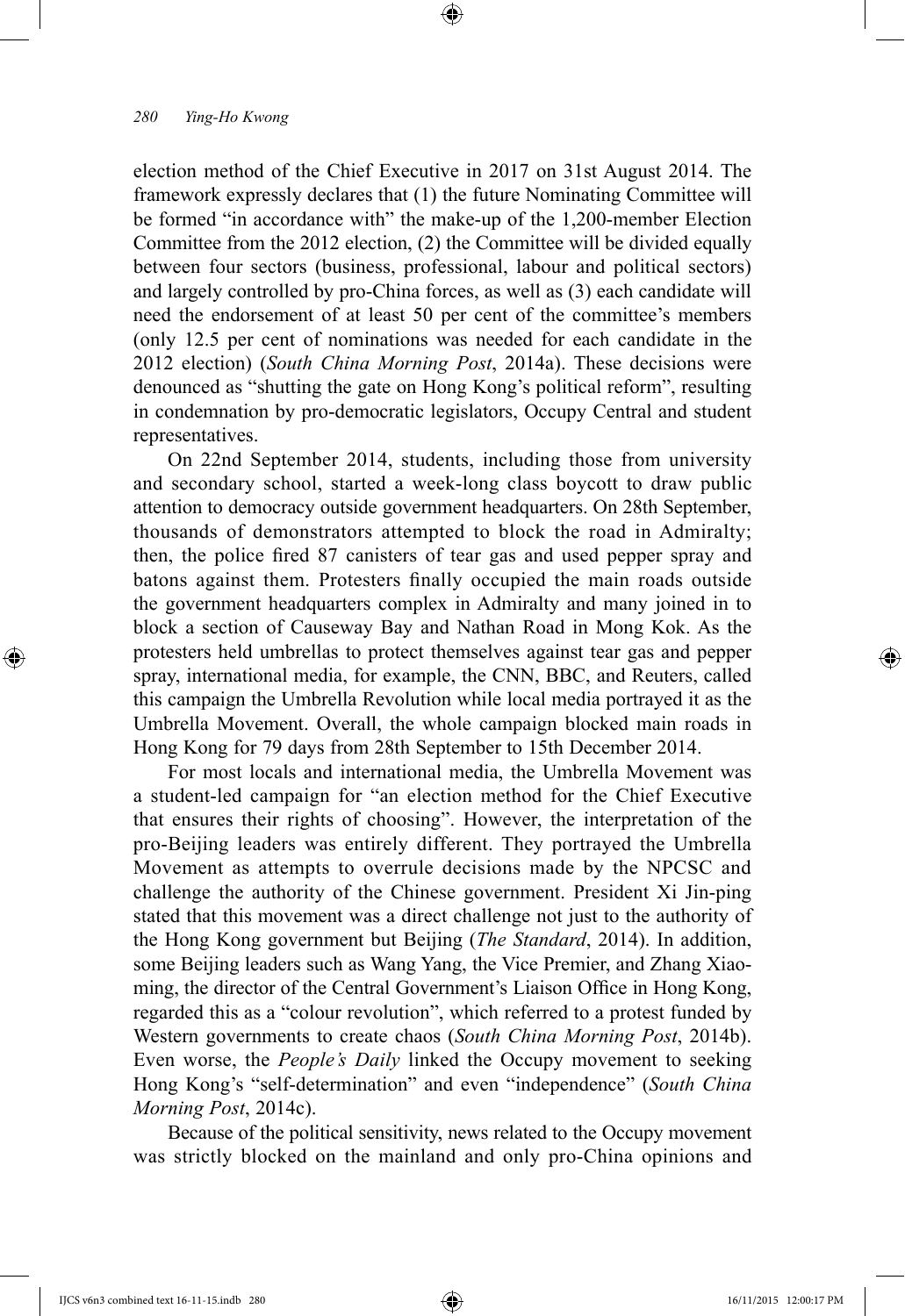election method of the Chief Executive in 2017 on 31st August 2014. The framework expressly declares that (1) the future Nominating Committee will be formed "in accordance with" the make-up of the 1,200-member Election Committee from the 2012 election, (2) the Committee will be divided equally between four sectors (business, professional, labour and political sectors) and largely controlled by pro-China forces, as well as (3) each candidate will need the endorsement of at least 50 per cent of the committee's members (only 12.5 per cent of nominations was needed for each candidate in the 2012 election) (*South China Morning Post*, 2014a). These decisions were denounced as "shutting the gate on Hong Kong's political reform", resulting in condemnation by pro-democratic legislators, Occupy Central and student representatives.

On 22nd September 2014, students, including those from university and secondary school, started a week-long class boycott to draw public attention to democracy outside government headquarters. On 28th September, thousands of demonstrators attempted to block the road in Admiralty; then, the police fired 87 canisters of tear gas and used pepper spray and batons against them. Protesters finally occupied the main roads outside the government headquarters complex in Admiralty and many joined in to block a section of Causeway Bay and Nathan Road in Mong Kok. As the protesters held umbrellas to protect themselves against tear gas and pepper spray, international media, for example, the CNN, BBC, and Reuters, called this campaign the Umbrella Revolution while local media portrayed it as the Umbrella Movement. Overall, the whole campaign blocked main roads in Hong Kong for 79 days from 28th September to 15th December 2014.

For most locals and international media, the Umbrella Movement was a student-led campaign for "an election method for the Chief Executive that ensures their rights of choosing". However, the interpretation of the pro-Beijing leaders was entirely different. They portrayed the Umbrella Movement as attempts to overrule decisions made by the NPCSC and challenge the authority of the Chinese government. President Xi Jin-ping stated that this movement was a direct challenge not just to the authority of the Hong Kong government but Beijing (*The Standard*, 2014). In addition, some Beijing leaders such as Wang Yang, the Vice Premier, and Zhang Xiao-ming, the director of the Central Government's Liaison Office in Hong Kong, regarded this as a "colour revolution", which referred to a protest funded by Western governments to create chaos (*South China Morning Post*, 2014b). Even worse, the *People's Daily* linked the Occupy movement to seeking Hong Kong's "self-determination" and even "independence" (*South China Morning Post*, 2014c).

Because of the political sensitivity, news related to the Occupy movement was strictly blocked on the mainland and only pro-China opinions and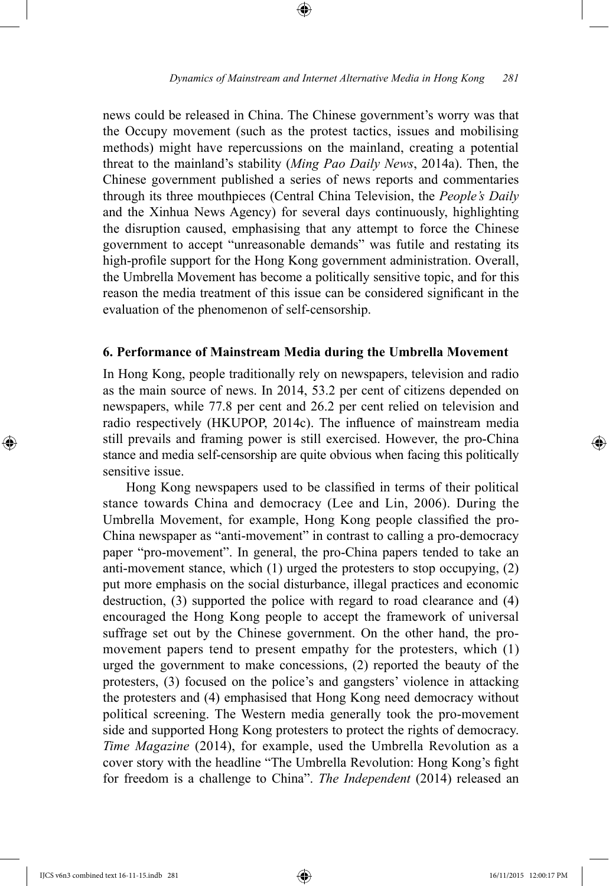news could be released in China. The Chinese government's worry was that the Occupy movement (such as the protest tactics, issues and mobilising methods) might have repercussions on the mainland, creating a potential threat to the mainland's stability (*Ming Pao Daily News*, 2014a). Then, the Chinese government published a series of news reports and commentaries through its three mouthpieces (Central China Television, the *People's Daily* and the Xinhua News Agency) for several days continuously, highlighting the disruption caused, emphasising that any attempt to force the Chinese government to accept "unreasonable demands" was futile and restating its high-profile support for the Hong Kong government administration. Overall, the Umbrella Movement has become a politically sensitive topic, and for this reason the media treatment of this issue can be considered significant in the evaluation of the phenomenon of self-censorship.

## 6. Performance of Mainstream Media during the Umbrella Movement

In Hong Kong, people traditionally rely on newspapers, television and radio as the main source of news. In 2014, 53.2 per cent of citizens depended on newspapers, while 77.8 per cent and 26.2 per cent relied on television and radio respectively (HKUPOP, 2014c). The influence of mainstream media still prevails and framing power is still exercised. However, the pro-China stance and media self-censorship are quite obvious when facing this politically sensitive issue.

Hong Kong newspapers used to be classified in terms of their political stance towards China and democracy (Lee and Lin, 2006). During the Umbrella Movement, for example, Hong Kong people classified the pro-China newspaper as "anti-movement" in contrast to calling a pro-democracy paper "pro-movement". In general, the pro-China papers tended to take an anti-movement stance, which (1) urged the protesters to stop occupying, (2) put more emphasis on the social disturbance, illegal practices and economic destruction, (3) supported the police with regard to road clearance and (4) encouraged the Hong Kong people to accept the framework of universal suffrage set out by the Chinese government. On the other hand, the pro-movement papers tend to present empathy for the protesters, which (1) urged the government to make concessions, (2) reported the beauty of the protesters, (3) focused on the police's and gangsters' violence in attacking the protesters and (4) emphasised that Hong Kong need democracy without political screening. The Western media generally took the pro-movement side and supported Hong Kong protesters to protect the rights of democracy. *Time Magazine* (2014), for example, used the Umbrella Revolution as a cover story with the headline "The Umbrella Revolution: Hong Kong's fight for freedom is a challenge to China". *The Independent* (2014) released an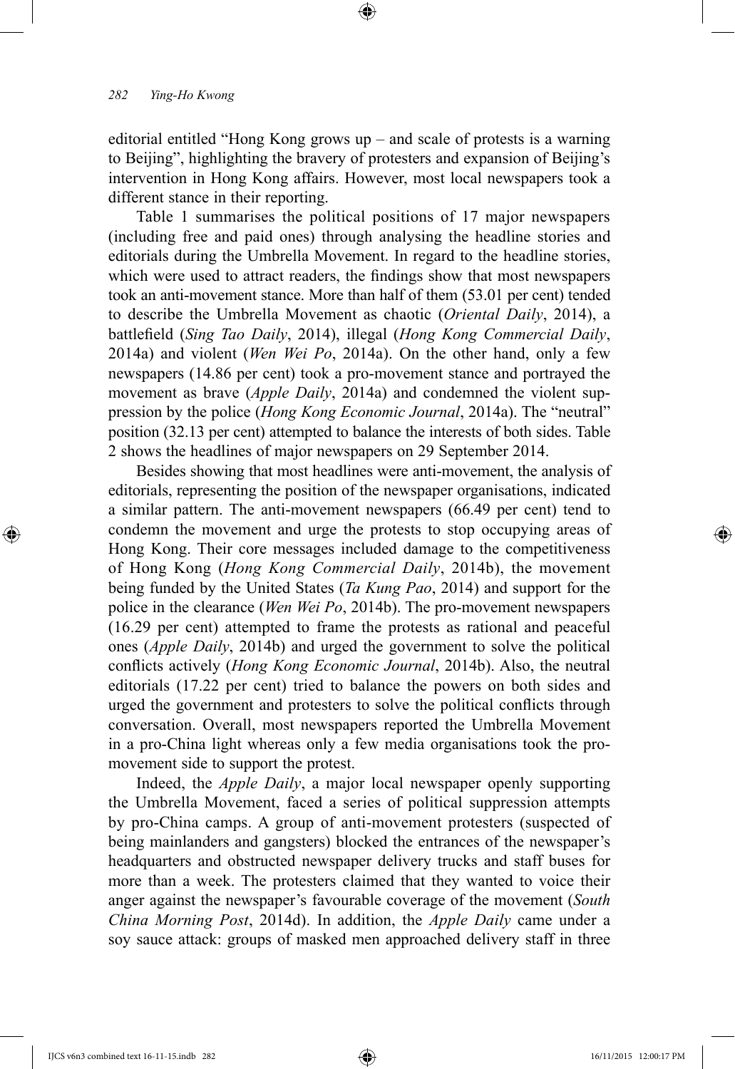editorial entitled "Hong Kong grows up – and scale of protests is a warning to Beijing", highlighting the bravery of protesters and expansion of Beijing's intervention in Hong Kong affairs. However, most local newspapers took a different stance in their reporting.

Table 1 summarises the political positions of 17 major newspapers (including free and paid ones) through analysing the headline stories and editorials during the Umbrella Movement. In regard to the headline stories, which were used to attract readers, the findings show that most newspapers took an anti-movement stance. More than half of them (53.01 per cent) tended to describe the Umbrella Movement as chaotic (*Oriental Daily*, 2014), a battlefield (*Sing Tao Daily*, 2014), illegal (*Hong Kong Commercial Daily*, 2014a) and violent (*Wen Wei Po*, 2014a). On the other hand, only a few newspapers (14.86 per cent) took a pro-movement stance and portrayed the movement as brave (*Apple Daily*, 2014a) and condemned the violent suppression by the police (*Hong Kong Economic Journal*, 2014a). The "neutral" position (32.13 per cent) attempted to balance the interests of both sides. Table 2 shows the headlines of major newspapers on 29 September 2014.

Besides showing that most headlines were anti-movement, the analysis of editorials, representing the position of the newspaper organisations, indicated a similar pattern. The anti-movement newspapers (66.49 per cent) tend to condemn the movement and urge the protests to stop occupying areas of Hong Kong. Their core messages included damage to the competitiveness of Hong Kong (*Hong Kong Commercial Daily*, 2014b), the movement being funded by the United States (*Ta Kung Pao*, 2014) and support for the police in the clearance (*Wen Wei Po*, 2014b). The pro-movement newspapers (16.29 per cent) attempted to frame the protests as rational and peaceful ones (*Apple Daily*, 2014b) and urged the government to solve the political conflicts actively (*Hong Kong Economic Journal*, 2014b). Also, the neutral editorials (17.22 per cent) tried to balance the powers on both sides and urged the government and protesters to solve the political conflicts through conversation. Overall, most newspapers reported the Umbrella Movement in a pro-China light whereas only a few media organisations took the pro-movement side to support the protest.

Indeed, the *Apple Daily*, a major local newspaper openly supporting the Umbrella Movement, faced a series of political suppression attempts by pro-China camps. A group of anti-movement protesters (suspected of being mainlanders and gangsters) blocked the entrances of the newspaper's headquarters and obstructed newspaper delivery trucks and staff buses for more than a week. The protesters claimed that they wanted to voice their anger against the newspaper's favourable coverage of the movement (*South China Morning Post*, 2014d). In addition, the *Apple Daily* came under a soy sauce attack: groups of masked men approached delivery staff in three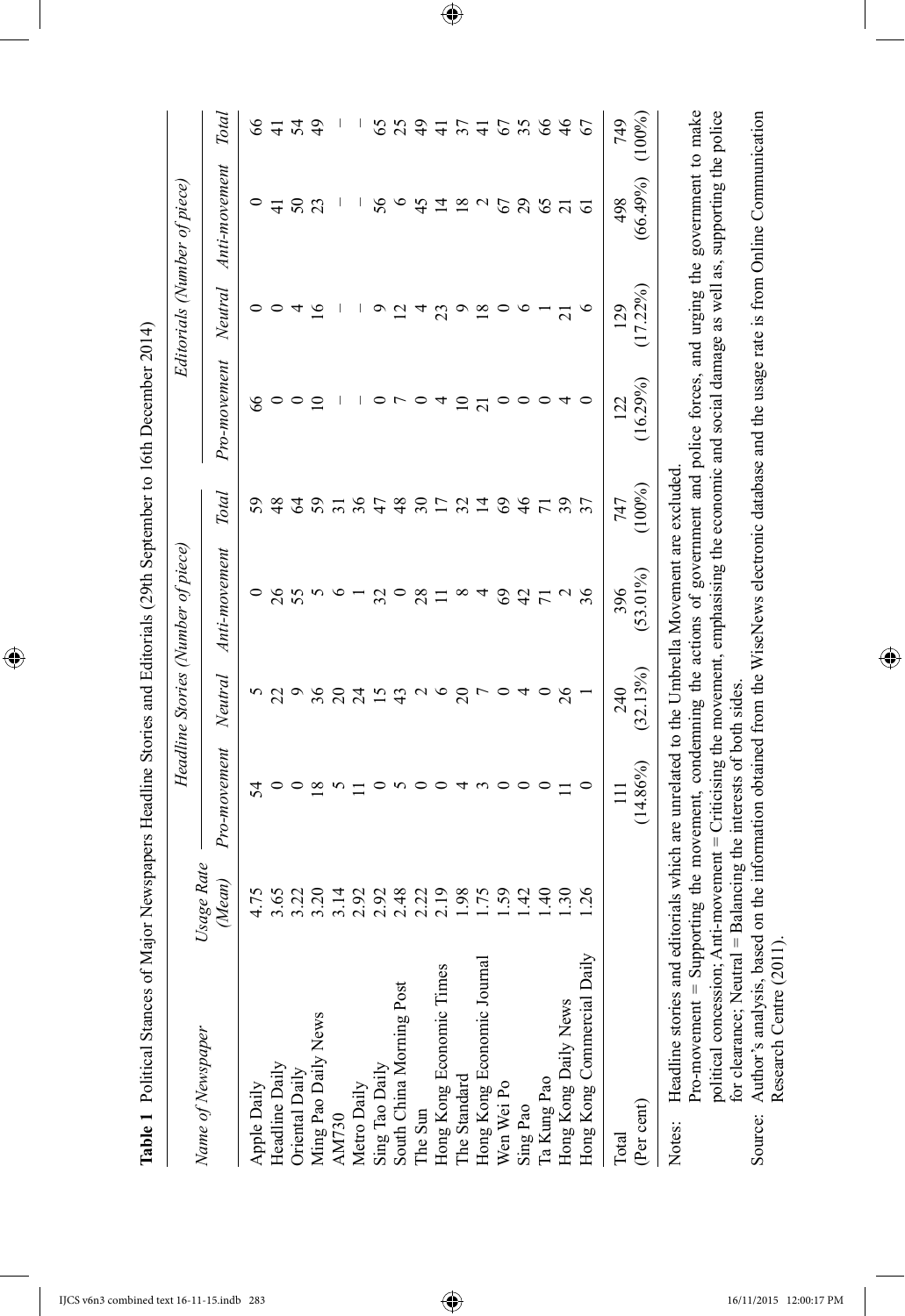**Table 1** Political Stances of Major Newspapers Headline Stories and Editorials (29th September to 16th December 2014)

| Name of Newspaper | Usage Rate (Mean) | Headline Stories (Number of piece) | | | | Editorials (Number of piece) | | | |
|---|---|---|---|---|---|---|---|---|---|
| | | Pro-movement | Neutral | Anti-movement | Total | Pro-movement | Neutral | Anti-movement | Total |
| Apple Daily | 4.75 | 54 | 5 | 0 | 59 | 66 | 0 | 0 | 66 |
| Headline Daily | 3.65 | 0 | 22 | 26 | 48 | 0 | 0 | 41 | 41 |
| Oriental Daily | 3.22 | 0 | 9 | 55 | 64 | 0 | 4 | 50 | 54 |
| Ming Pao Daily News | 3.20 | 18 | 36 | 5 | 59 | 10 | 16 | 23 | 49 |
| AM730 | 3.14 | 5 | 20 | 6 | 31 | – | – | – | – |
| Metro Daily | 2.92 | 11 | 24 | 1 | 36 | – | – | – | – |
| Sing Tao Daily | 2.92 | 0 | 15 | 32 | 47 | 0 | 9 | 56 | 65 |
| South China Morning Post | 2.48 | 5 | 43 | 0 | 48 | 7 | 12 | 6 | 25 |
| The Sun | 2.22 | 0 | 2 | 28 | 30 | 0 | 4 | 45 | 49 |
| Hong Kong Economic Times | 2.19 | 0 | 6 | 11 | 17 | 4 | 23 | 14 | 41 |
| The Standard | 1.98 | 4 | 20 | 8 | 32 | 10 | 9 | 18 | 37 |
| Hong Kong Economic Journal | 1.75 | 3 | 7 | 4 | 14 | 21 | 18 | 2 | 41 |
| Wen Wei Po | 1.59 | 0 | 0 | 69 | 69 | 0 | 0 | 67 | 67 |
| Sing Pao | 1.42 | 0 | 4 | 42 | 46 | 0 | 6 | 29 | 35 |
| Ta Kung Pao | 1.40 | 0 | 0 | 71 | 71 | 0 | 1 | 65 | 66 |
| Hong Kong Daily News | 1.30 | 11 | 26 | 2 | 39 | 4 | 21 | 21 | 46 |
| Hong Kong Commercial Daily | 1.26 | 0 | 1 | 36 | 37 | 0 | 6 | 61 | 67 |
| Total | | 111 | 240 | 396 | 747 | 122 | 129 | 498 | 749 |
| (Per cent) | | (14.86%) | (32.13%) | (53.01%) | (100%) | (16.29%) | (17.22%) | (66.49%) | (100%) |

Notes: Headline stories and editorials which are unrelated to the Umbrella Movement are excluded.
Pro-movement = Supporting the movement, condemning the actions of government and police forces, and urging the government to make political concession; Anti-movement = Criticising the movement, emphasising the economic and social damage as well as, supporting the police for clearance; Neutral = Balancing the interests of both sides.

Source: Author's analysis, based on the information obtained from the WiseNews electronic database and the usage rate is from Online Communication Research Centre (2011).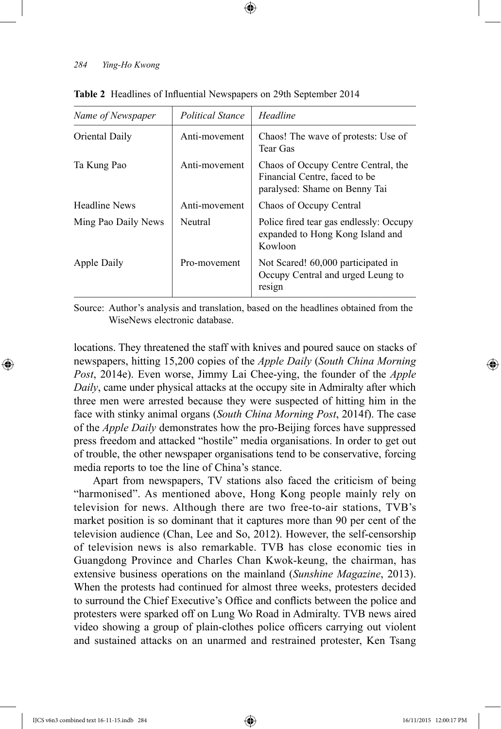**Table 2** Headlines of Influential Newspapers on 29th September 2014

| *Name of Newspaper* | *Political Stance* | *Headline* |
|---|---|---|
| Oriental Daily | Anti-movement | Chaos! The wave of protests: Use of Tear Gas |
| Ta Kung Pao | Anti-movement | Chaos of Occupy Centre Central, the Financial Centre, faced to be paralysed: Shame on Benny Tai |
| Headline News | Anti-movement | Chaos of Occupy Central |
| Ming Pao Daily News | Neutral | Police fired tear gas endlessly: Occupy expanded to Hong Kong Island and Kowloon |
| Apple Daily | Pro-movement | Not Scared! 60,000 participated in Occupy Central and urged Leung to resign |

Source: Author's analysis and translation, based on the headlines obtained from the WiseNews electronic database.

locations. They threatened the staff with knives and poured sauce on stacks of newspapers, hitting 15,200 copies of the *Apple Daily* (*South China Morning Post*, 2014e). Even worse, Jimmy Lai Chee-ying, the founder of the *Apple Daily*, came under physical attacks at the occupy site in Admiralty after which three men were arrested because they were suspected of hitting him in the face with stinky animal organs (*South China Morning Post*, 2014f). The case of the *Apple Daily* demonstrates how the pro-Beijing forces have suppressed press freedom and attacked "hostile" media organisations. In order to get out of trouble, the other newspaper organisations tend to be conservative, forcing media reports to toe the line of China's stance.

Apart from newspapers, TV stations also faced the criticism of being "harmonised". As mentioned above, Hong Kong people mainly rely on television for news. Although there are two free-to-air stations, TVB's market position is so dominant that it captures more than 90 per cent of the television audience (Chan, Lee and So, 2012). However, the self-censorship of television news is also remarkable. TVB has close economic ties in Guangdong Province and Charles Chan Kwok-keung, the chairman, has extensive business operations on the mainland (*Sunshine Magazine*, 2013). When the protests had continued for almost three weeks, protesters decided to surround the Chief Executive's Office and conflicts between the police and protesters were sparked off on Lung Wo Road in Admiralty. TVB news aired video showing a group of plain-clothes police officers carrying out violent and sustained attacks on an unarmed and restrained protester, Ken Tsang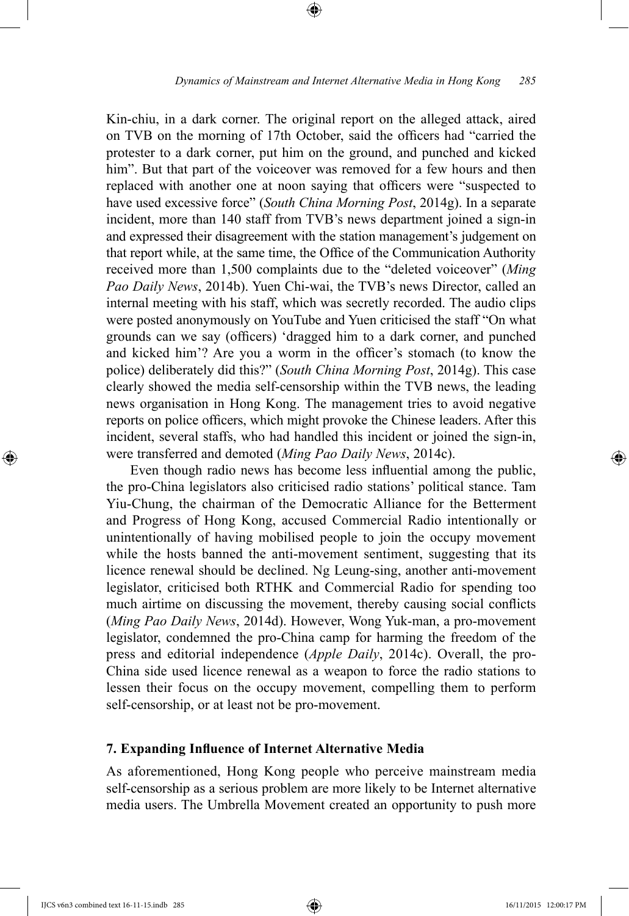Kin-chiu, in a dark corner. The original report on the alleged attack, aired on TVB on the morning of 17th October, said the officers had "carried the protester to a dark corner, put him on the ground, and punched and kicked him". But that part of the voiceover was removed for a few hours and then replaced with another one at noon saying that officers were "suspected to have used excessive force" (*South China Morning Post*, 2014g). In a separate incident, more than 140 staff from TVB's news department joined a sign-in and expressed their disagreement with the station management's judgement on that report while, at the same time, the Office of the Communication Authority received more than 1,500 complaints due to the "deleted voiceover" (*Ming Pao Daily News*, 2014b). Yuen Chi-wai, the TVB's news Director, called an internal meeting with his staff, which was secretly recorded. The audio clips were posted anonymously on YouTube and Yuen criticised the staff "On what grounds can we say (officers) 'dragged him to a dark corner, and punched and kicked him'? Are you a worm in the officer's stomach (to know the police) deliberately did this?" (*South China Morning Post*, 2014g). This case clearly showed the media self-censorship within the TVB news, the leading news organisation in Hong Kong. The management tries to avoid negative reports on police officers, which might provoke the Chinese leaders. After this incident, several staffs, who had handled this incident or joined the sign-in, were transferred and demoted (*Ming Pao Daily News*, 2014c).

Even though radio news has become less influential among the public, the pro-China legislators also criticised radio stations' political stance. Tam Yiu-Chung, the chairman of the Democratic Alliance for the Betterment and Progress of Hong Kong, accused Commercial Radio intentionally or unintentionally of having mobilised people to join the occupy movement while the hosts banned the anti-movement sentiment, suggesting that its licence renewal should be declined. Ng Leung-sing, another anti-movement legislator, criticised both RTHK and Commercial Radio for spending too much airtime on discussing the movement, thereby causing social conflicts (*Ming Pao Daily News*, 2014d). However, Wong Yuk-man, a pro-movement legislator, condemned the pro-China camp for harming the freedom of the press and editorial independence (*Apple Daily*, 2014c). Overall, the pro-China side used licence renewal as a weapon to force the radio stations to lessen their focus on the occupy movement, compelling them to perform self-censorship, or at least not be pro-movement.

## 7. Expanding Influence of Internet Alternative Media

As aforementioned, Hong Kong people who perceive mainstream media self-censorship as a serious problem are more likely to be Internet alternative media users. The Umbrella Movement created an opportunity to push more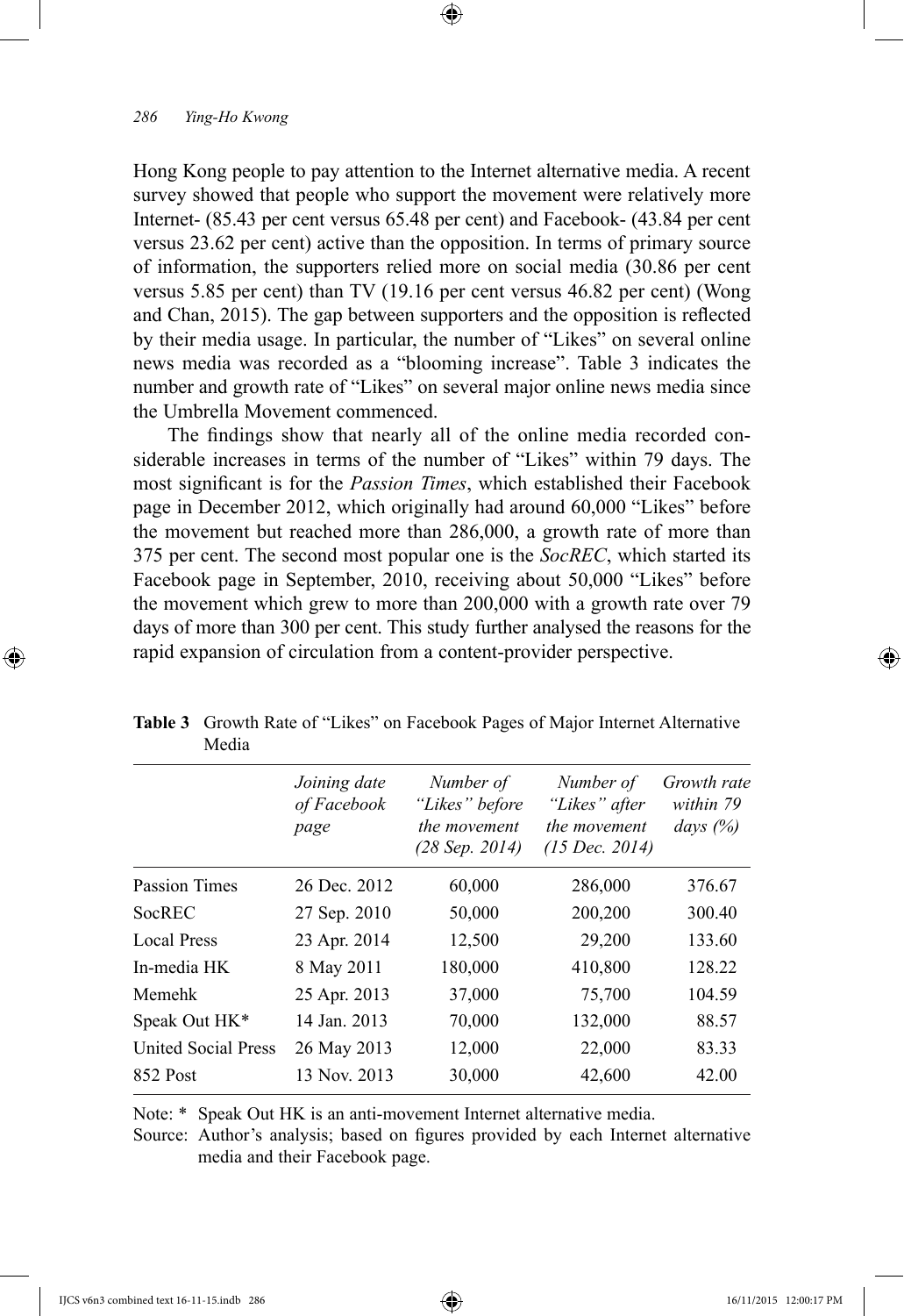Hong Kong people to pay attention to the Internet alternative media. A recent survey showed that people who support the movement were relatively more Internet- (85.43 per cent versus 65.48 per cent) and Facebook- (43.84 per cent versus 23.62 per cent) active than the opposition. In terms of primary source of information, the supporters relied more on social media (30.86 per cent versus 5.85 per cent) than TV (19.16 per cent versus 46.82 per cent) (Wong and Chan, 2015). The gap between supporters and the opposition is reflected by their media usage. In particular, the number of "Likes" on several online news media was recorded as a "blooming increase". Table 3 indicates the number and growth rate of "Likes" on several major online news media since the Umbrella Movement commenced.

The findings show that nearly all of the online media recorded considerable increases in terms of the number of "Likes" within 79 days. The most significant is for the *Passion Times*, which established their Facebook page in December 2012, which originally had around 60,000 "Likes" before the movement but reached more than 286,000, a growth rate of more than 375 per cent. The second most popular one is the *SocREC*, which started its Facebook page in September, 2010, receiving about 50,000 "Likes" before the movement which grew to more than 200,000 with a growth rate over 79 days of more than 300 per cent. This study further analysed the reasons for the rapid expansion of circulation from a content-provider perspective.

**Table 3** Growth Rate of "Likes" on Facebook Pages of Major Internet Alternative Media

| | *Joining date of Facebook page* | *Number of "Likes" before the movement (28 Sep. 2014)* | *Number of "Likes" after the movement (15 Dec. 2014)* | *Growth rate within 79 days (%)* |
|---|---|---|---|---|
| Passion Times | 26 Dec. 2012 | 60,000 | 286,000 | 376.67 |
| SocREC | 27 Sep. 2010 | 50,000 | 200,200 | 300.40 |
| Local Press | 23 Apr. 2014 | 12,500 | 29,200 | 133.60 |
| In-media HK | 8 May 2011 | 180,000 | 410,800 | 128.22 |
| Memehk | 25 Apr. 2013 | 37,000 | 75,700 | 104.59 |
| Speak Out HK* | 14 Jan. 2013 | 70,000 | 132,000 | 88.57 |
| United Social Press | 26 May 2013 | 12,000 | 22,000 | 83.33 |
| 852 Post | 13 Nov. 2013 | 30,000 | 42,600 | 42.00 |

Note: * Speak Out HK is an anti-movement Internet alternative media.

Source: Author's analysis; based on figures provided by each Internet alternative media and their Facebook page.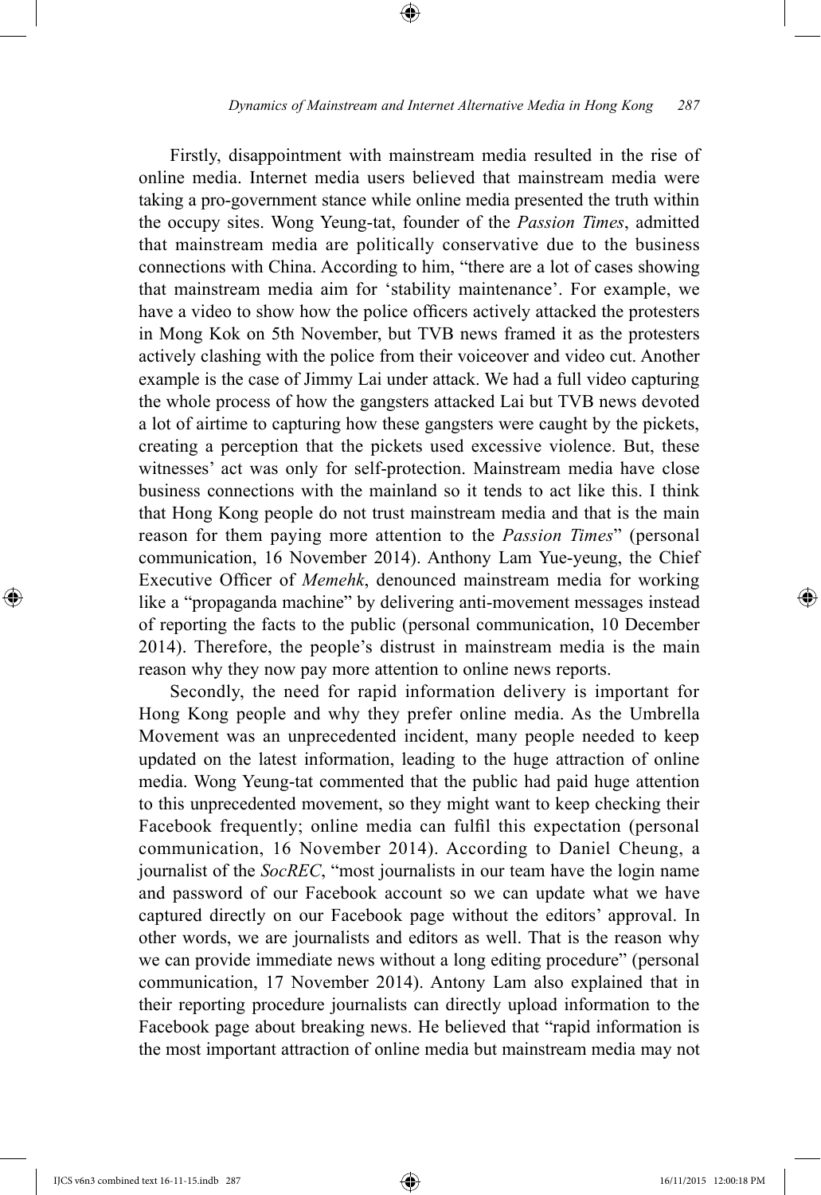Firstly, disappointment with mainstream media resulted in the rise of online media. Internet media users believed that mainstream media were taking a pro-government stance while online media presented the truth within the occupy sites. Wong Yeung-tat, founder of the *Passion Times*, admitted that mainstream media are politically conservative due to the business connections with China. According to him, "there are a lot of cases showing that mainstream media aim for 'stability maintenance'. For example, we have a video to show how the police officers actively attacked the protesters in Mong Kok on 5th November, but TVB news framed it as the protesters actively clashing with the police from their voiceover and video cut. Another example is the case of Jimmy Lai under attack. We had a full video capturing the whole process of how the gangsters attacked Lai but TVB news devoted a lot of airtime to capturing how these gangsters were caught by the pickets, creating a perception that the pickets used excessive violence. But, these witnesses' act was only for self-protection. Mainstream media have close business connections with the mainland so it tends to act like this. I think that Hong Kong people do not trust mainstream media and that is the main reason for them paying more attention to the *Passion Times*" (personal communication, 16 November 2014). Anthony Lam Yue-yeung, the Chief Executive Officer of *Memehk*, denounced mainstream media for working like a "propaganda machine" by delivering anti-movement messages instead of reporting the facts to the public (personal communication, 10 December 2014). Therefore, the people's distrust in mainstream media is the main reason why they now pay more attention to online news reports.

Secondly, the need for rapid information delivery is important for Hong Kong people and why they prefer online media. As the Umbrella Movement was an unprecedented incident, many people needed to keep updated on the latest information, leading to the huge attraction of online media. Wong Yeung-tat commented that the public had paid huge attention to this unprecedented movement, so they might want to keep checking their Facebook frequently; online media can fulfil this expectation (personal communication, 16 November 2014). According to Daniel Cheung, a journalist of the *SocREC*, "most journalists in our team have the login name and password of our Facebook account so we can update what we have captured directly on our Facebook page without the editors' approval. In other words, we are journalists and editors as well. That is the reason why we can provide immediate news without a long editing procedure" (personal communication, 17 November 2014). Antony Lam also explained that in their reporting procedure journalists can directly upload information to the Facebook page about breaking news. He believed that "rapid information is the most important attraction of online media but mainstream media may not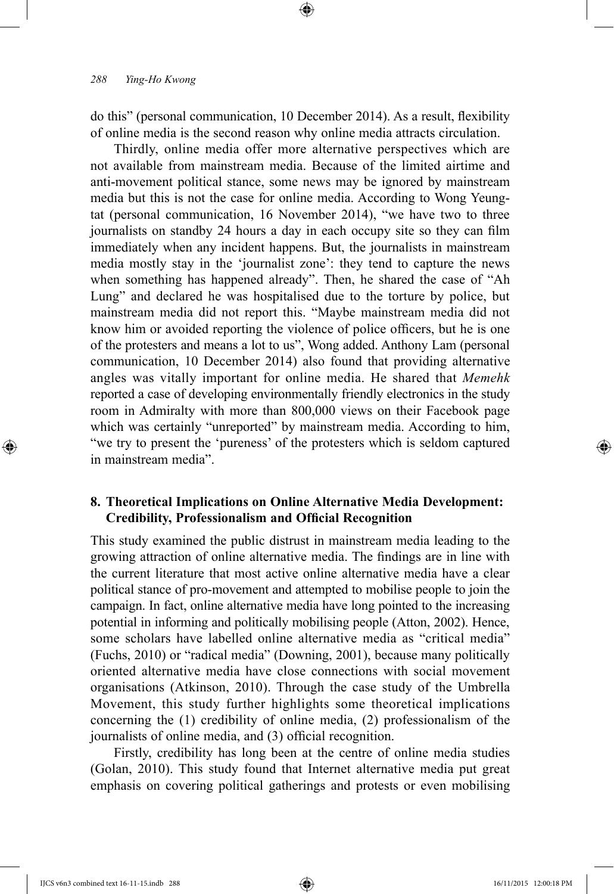do this" (personal communication, 10 December 2014). As a result, flexibility of online media is the second reason why online media attracts circulation.

Thirdly, online media offer more alternative perspectives which are not available from mainstream media. Because of the limited airtime and anti-movement political stance, some news may be ignored by mainstream media but this is not the case for online media. According to Wong Yeung-tat (personal communication, 16 November 2014), "we have two to three journalists on standby 24 hours a day in each occupy site so they can film immediately when any incident happens. But, the journalists in mainstream media mostly stay in the 'journalist zone': they tend to capture the news when something has happened already". Then, he shared the case of "Ah Lung" and declared he was hospitalised due to the torture by police, but mainstream media did not report this. "Maybe mainstream media did not know him or avoided reporting the violence of police officers, but he is one of the protesters and means a lot to us", Wong added. Anthony Lam (personal communication, 10 December 2014) also found that providing alternative angles was vitally important for online media. He shared that *Memehk* reported a case of developing environmentally friendly electronics in the study room in Admiralty with more than 800,000 views on their Facebook page which was certainly "unreported" by mainstream media. According to him, "we try to present the 'pureness' of the protesters which is seldom captured in mainstream media".

## 8. Theoretical Implications on Online Alternative Media Development: Credibility, Professionalism and Official Recognition

This study examined the public distrust in mainstream media leading to the growing attraction of online alternative media. The findings are in line with the current literature that most active online alternative media have a clear political stance of pro-movement and attempted to mobilise people to join the campaign. In fact, online alternative media have long pointed to the increasing potential in informing and politically mobilising people (Atton, 2002). Hence, some scholars have labelled online alternative media as "critical media" (Fuchs, 2010) or "radical media" (Downing, 2001), because many politically oriented alternative media have close connections with social movement organisations (Atkinson, 2010). Through the case study of the Umbrella Movement, this study further highlights some theoretical implications concerning the (1) credibility of online media, (2) professionalism of the journalists of online media, and (3) official recognition.

Firstly, credibility has long been at the centre of online media studies (Golan, 2010). This study found that Internet alternative media put great emphasis on covering political gatherings and protests or even mobilising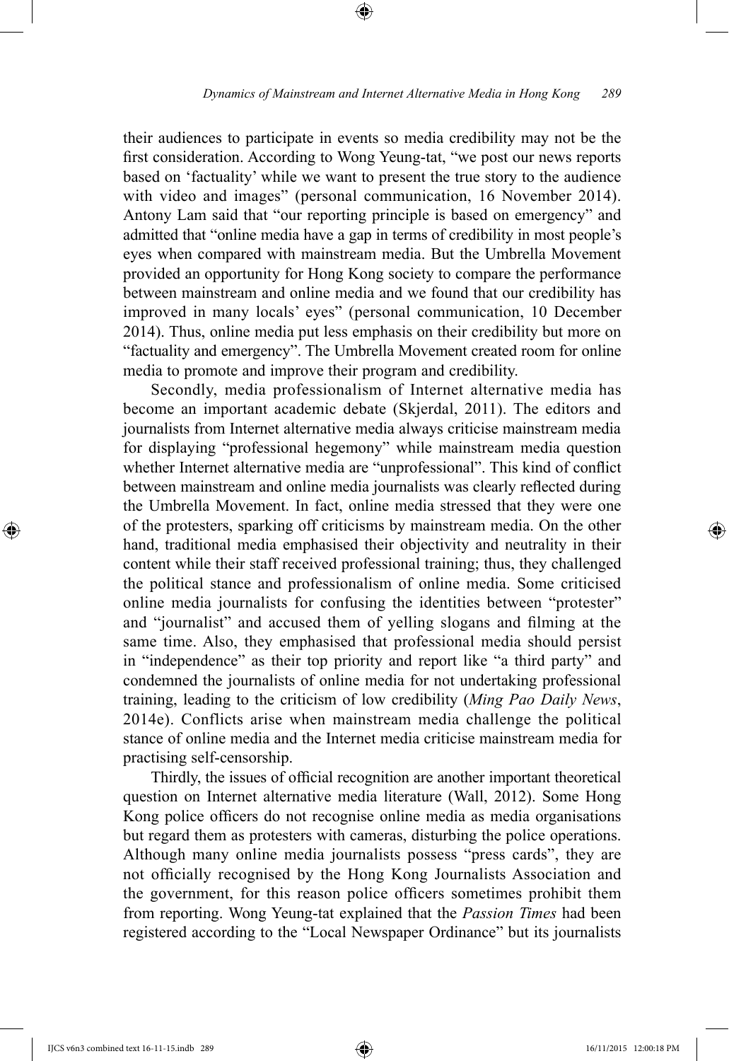their audiences to participate in events so media credibility may not be the first consideration. According to Wong Yeung-tat, "we post our news reports based on 'factuality' while we want to present the true story to the audience with video and images" (personal communication, 16 November 2014). Antony Lam said that "our reporting principle is based on emergency" and admitted that "online media have a gap in terms of credibility in most people's eyes when compared with mainstream media. But the Umbrella Movement provided an opportunity for Hong Kong society to compare the performance between mainstream and online media and we found that our credibility has improved in many locals' eyes" (personal communication, 10 December 2014). Thus, online media put less emphasis on their credibility but more on "factuality and emergency". The Umbrella Movement created room for online media to promote and improve their program and credibility.

Secondly, media professionalism of Internet alternative media has become an important academic debate (Skjerdal, 2011). The editors and journalists from Internet alternative media always criticise mainstream media for displaying "professional hegemony" while mainstream media question whether Internet alternative media are "unprofessional". This kind of conflict between mainstream and online media journalists was clearly reflected during the Umbrella Movement. In fact, online media stressed that they were one of the protesters, sparking off criticisms by mainstream media. On the other hand, traditional media emphasised their objectivity and neutrality in their content while their staff received professional training; thus, they challenged the political stance and professionalism of online media. Some criticised online media journalists for confusing the identities between "protester" and "journalist" and accused them of yelling slogans and filming at the same time. Also, they emphasised that professional media should persist in "independence" as their top priority and report like "a third party" and condemned the journalists of online media for not undertaking professional training, leading to the criticism of low credibility (*Ming Pao Daily News*, 2014e). Conflicts arise when mainstream media challenge the political stance of online media and the Internet media criticise mainstream media for practising self-censorship.

Thirdly, the issues of official recognition are another important theoretical question on Internet alternative media literature (Wall, 2012). Some Hong Kong police officers do not recognise online media as media organisations but regard them as protesters with cameras, disturbing the police operations. Although many online media journalists possess "press cards", they are not officially recognised by the Hong Kong Journalists Association and the government, for this reason police officers sometimes prohibit them from reporting. Wong Yeung-tat explained that the *Passion Times* had been registered according to the "Local Newspaper Ordinance" but its journalists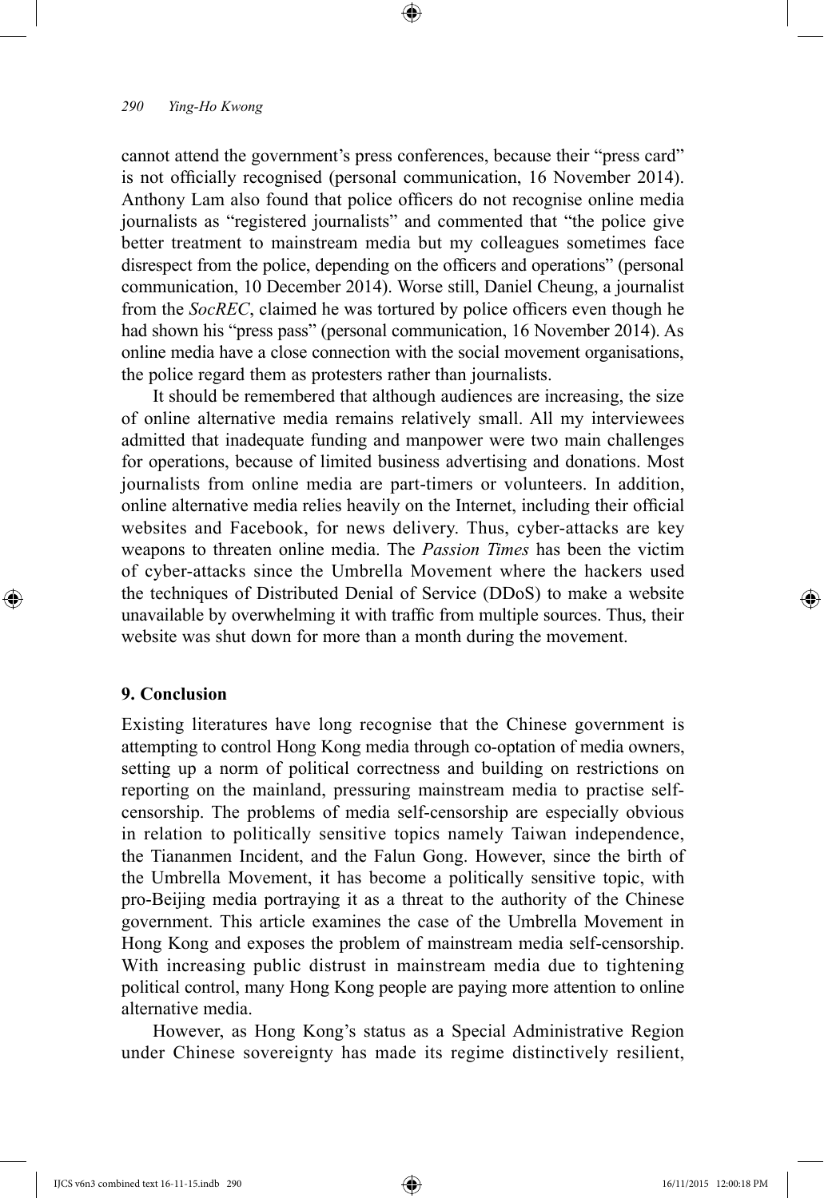cannot attend the government's press conferences, because their "press card" is not officially recognised (personal communication, 16 November 2014). Anthony Lam also found that police officers do not recognise online media journalists as "registered journalists" and commented that "the police give better treatment to mainstream media but my colleagues sometimes face disrespect from the police, depending on the officers and operations" (personal communication, 10 December 2014). Worse still, Daniel Cheung, a journalist from the *SocREC*, claimed he was tortured by police officers even though he had shown his "press pass" (personal communication, 16 November 2014). As online media have a close connection with the social movement organisations, the police regard them as protesters rather than journalists.

It should be remembered that although audiences are increasing, the size of online alternative media remains relatively small. All my interviewees admitted that inadequate funding and manpower were two main challenges for operations, because of limited business advertising and donations. Most journalists from online media are part-timers or volunteers. In addition, online alternative media relies heavily on the Internet, including their official websites and Facebook, for news delivery. Thus, cyber-attacks are key weapons to threaten online media. The *Passion Times* has been the victim of cyber-attacks since the Umbrella Movement where the hackers used the techniques of Distributed Denial of Service (DDoS) to make a website unavailable by overwhelming it with traffic from multiple sources. Thus, their website was shut down for more than a month during the movement.

## 9. Conclusion

Existing literatures have long recognise that the Chinese government is attempting to control Hong Kong media through co-optation of media owners, setting up a norm of political correctness and building on restrictions on reporting on the mainland, pressuring mainstream media to practise self-censorship. The problems of media self-censorship are especially obvious in relation to politically sensitive topics namely Taiwan independence, the Tiananmen Incident, and the Falun Gong. However, since the birth of the Umbrella Movement, it has become a politically sensitive topic, with pro-Beijing media portraying it as a threat to the authority of the Chinese government. This article examines the case of the Umbrella Movement in Hong Kong and exposes the problem of mainstream media self-censorship. With increasing public distrust in mainstream media due to tightening political control, many Hong Kong people are paying more attention to online alternative media.

However, as Hong Kong's status as a Special Administrative Region under Chinese sovereignty has made its regime distinctively resilient,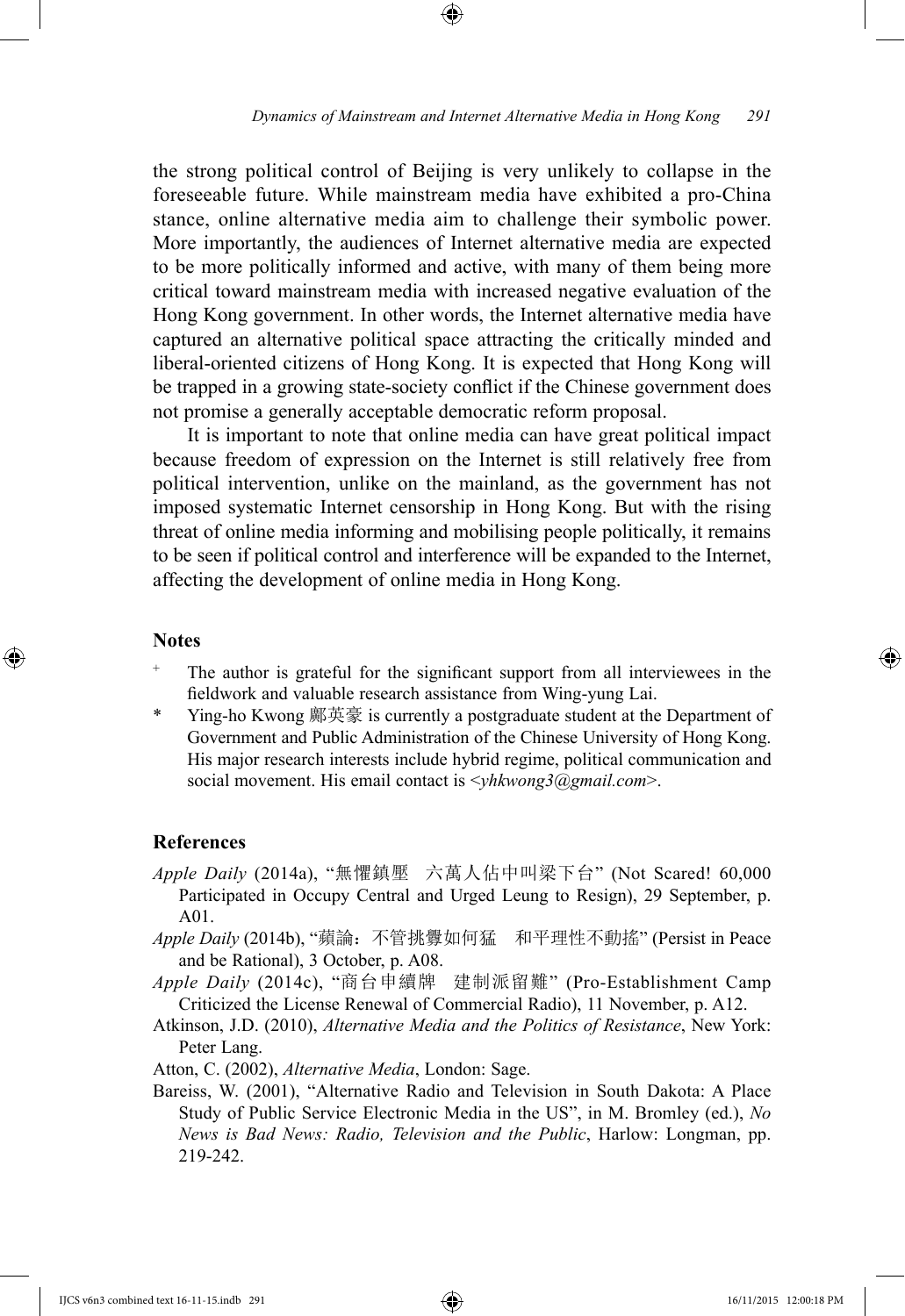the strong political control of Beijing is very unlikely to collapse in the foreseeable future. While mainstream media have exhibited a pro-China stance, online alternative media aim to challenge their symbolic power. More importantly, the audiences of Internet alternative media are expected to be more politically informed and active, with many of them being more critical toward mainstream media with increased negative evaluation of the Hong Kong government. In other words, the Internet alternative media have captured an alternative political space attracting the critically minded and liberal-oriented citizens of Hong Kong. It is expected that Hong Kong will be trapped in a growing state-society conflict if the Chinese government does not promise a generally acceptable democratic reform proposal.

It is important to note that online media can have great political impact because freedom of expression on the Internet is still relatively free from political intervention, unlike on the mainland, as the government has not imposed systematic Internet censorship in Hong Kong. But with the rising threat of online media informing and mobilising people politically, it remains to be seen if political control and interference will be expanded to the Internet, affecting the development of online media in Hong Kong.

## Notes

+ The author is grateful for the significant support from all interviewees in the fieldwork and valuable research assistance from Wing-yung Lai.

* Ying-ho Kwong 鄺英豪 is currently a postgraduate student at the Department of Government and Public Administration of the Chinese University of Hong Kong. His major research interests include hybrid regime, political communication and social movement. His email contact is <*yhkwong3@gmail.com*>.

## References

*Apple Daily* (2014a), "無懼鎮壓　六萬人佔中叫梁下台" (Not Scared! 60,000 Participated in Occupy Central and Urged Leung to Resign), 29 September, p. A01.

*Apple Daily* (2014b), "蘋論：不管挑釁如何猛　和平理性不動搖" (Persist in Peace and be Rational), 3 October, p. A08.

*Apple Daily* (2014c), "商台申續牌　建制派留難" (Pro-Establishment Camp Criticized the License Renewal of Commercial Radio), 11 November, p. A12.

Atkinson, J.D. (2010), *Alternative Media and the Politics of Resistance*, New York: Peter Lang.

Atton, C. (2002), *Alternative Media*, London: Sage.

Bareiss, W. (2001), "Alternative Radio and Television in South Dakota: A Place Study of Public Service Electronic Media in the US", in M. Bromley (ed.), *No News is Bad News: Radio, Television and the Public*, Harlow: Longman, pp. 219-242.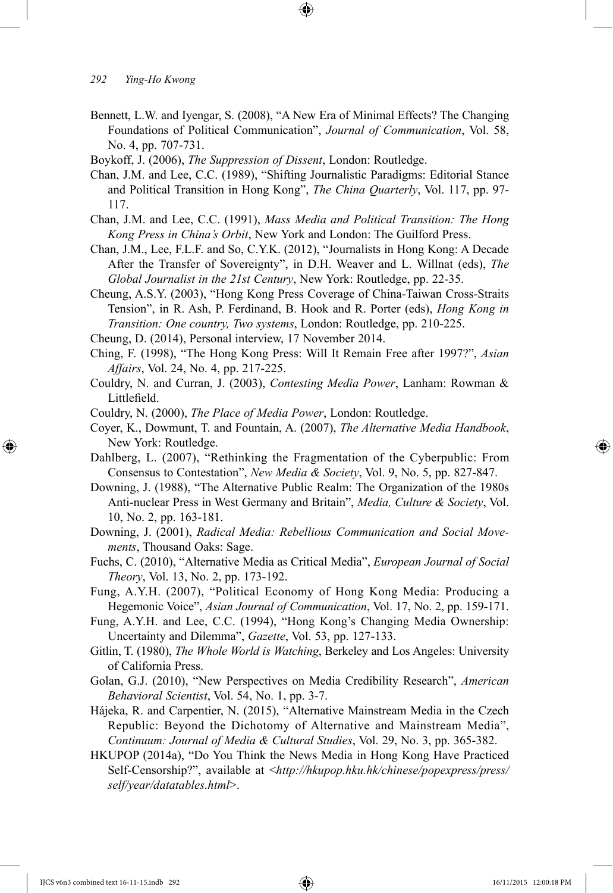Bennett, L.W. and Iyengar, S. (2008), "A New Era of Minimal Effects? The Changing Foundations of Political Communication", *Journal of Communication*, Vol. 58, No. 4, pp. 707-731.

Boykoff, J. (2006), *The Suppression of Dissent*, London: Routledge.

Chan, J.M. and Lee, C.C. (1989), "Shifting Journalistic Paradigms: Editorial Stance and Political Transition in Hong Kong", *The China Quarterly*, Vol. 117, pp. 97-117.

Chan, J.M. and Lee, C.C. (1991), *Mass Media and Political Transition: The Hong Kong Press in China's Orbit*, New York and London: The Guilford Press.

Chan, J.M., Lee, F.L.F. and So, C.Y.K. (2012), "Journalists in Hong Kong: A Decade After the Transfer of Sovereignty", in D.H. Weaver and L. Willnat (eds), *The Global Journalist in the 21st Century*, New York: Routledge, pp. 22-35.

Cheung, A.S.Y. (2003), "Hong Kong Press Coverage of China-Taiwan Cross-Straits Tension", in R. Ash, P. Ferdinand, B. Hook and R. Porter (eds), *Hong Kong in Transition: One country, Two systems*, London: Routledge, pp. 210-225.

Cheung, D. (2014), Personal interview, 17 November 2014.

Ching, F. (1998), "The Hong Kong Press: Will It Remain Free after 1997?", *Asian Affairs*, Vol. 24, No. 4, pp. 217-225.

Couldry, N. and Curran, J. (2003), *Contesting Media Power*, Lanham: Rowman & Littlefield.

Couldry, N. (2000), *The Place of Media Power*, London: Routledge.

Coyer, K., Dowmunt, T. and Fountain, A. (2007), *The Alternative Media Handbook*, New York: Routledge.

Dahlberg, L. (2007), "Rethinking the Fragmentation of the Cyberpublic: From Consensus to Contestation", *New Media & Society*, Vol. 9, No. 5, pp. 827-847.

Downing, J. (1988), "The Alternative Public Realm: The Organization of the 1980s Anti-nuclear Press in West Germany and Britain", *Media, Culture & Society*, Vol. 10, No. 2, pp. 163-181.

Downing, J. (2001), *Radical Media: Rebellious Communication and Social Movements*, Thousand Oaks: Sage.

Fuchs, C. (2010), "Alternative Media as Critical Media", *European Journal of Social Theory*, Vol. 13, No. 2, pp. 173-192.

Fung, A.Y.H. (2007), "Political Economy of Hong Kong Media: Producing a Hegemonic Voice", *Asian Journal of Communication*, Vol. 17, No. 2, pp. 159-171.

Fung, A.Y.H. and Lee, C.C. (1994), "Hong Kong's Changing Media Ownership: Uncertainty and Dilemma", *Gazette*, Vol. 53, pp. 127-133.

Gitlin, T. (1980), *The Whole World is Watching*, Berkeley and Los Angeles: University of California Press.

Golan, G.J. (2010), "New Perspectives on Media Credibility Research", *American Behavioral Scientist*, Vol. 54, No. 1, pp. 3-7.

Hájeka, R. and Carpentier, N. (2015), "Alternative Mainstream Media in the Czech Republic: Beyond the Dichotomy of Alternative and Mainstream Media", *Continuum: Journal of Media & Cultural Studies*, Vol. 29, No. 3, pp. 365-382.

HKUPOP (2014a), "Do You Think the News Media in Hong Kong Have Practiced Self-Censorship?", available at <*http://hkupop.hku.hk/chinese/popexpress/press/self/year/datatables.html*>.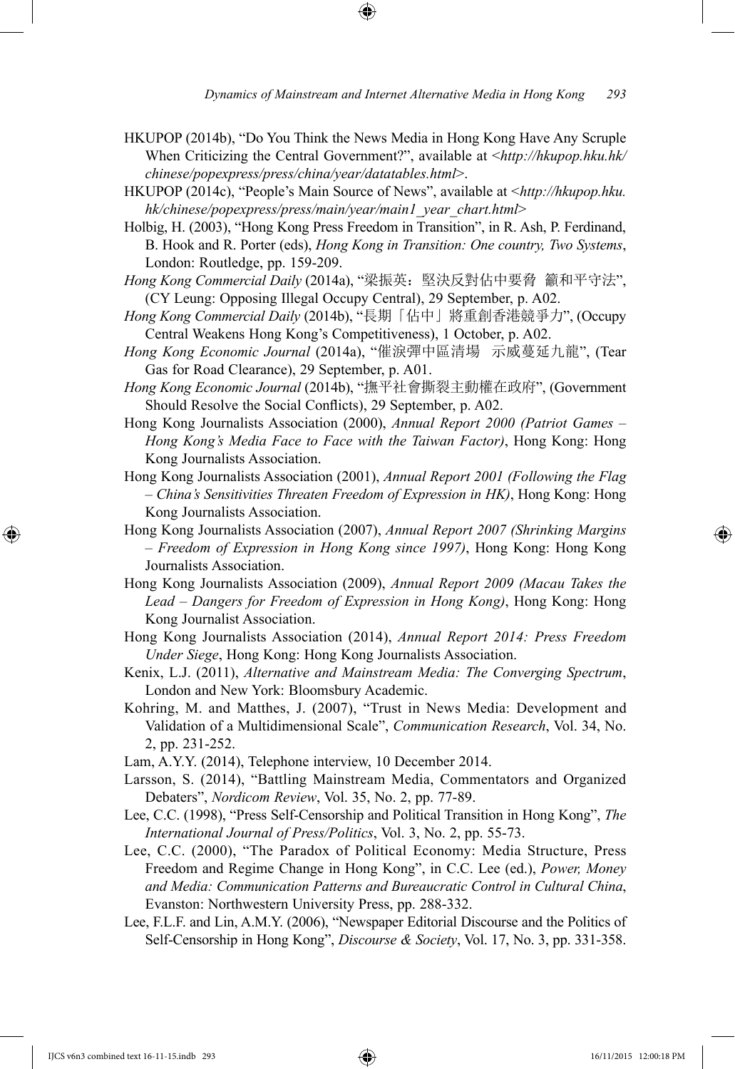HKUPOP (2014b), "Do You Think the News Media in Hong Kong Have Any Scruple When Criticizing the Central Government?", available at <*http://hkupop.hku.hk/chinese/popexpress/press/china/year/datatables.html*>.

HKUPOP (2014c), "People's Main Source of News", available at <*http://hkupop.hku.hk/chinese/popexpress/press/main/year/main1_year_chart.html*>

Holbig, H. (2003), "Hong Kong Press Freedom in Transition", in R. Ash, P. Ferdinand, B. Hook and R. Porter (eds), *Hong Kong in Transition: One country, Two Systems*, London: Routledge, pp. 159-209.

*Hong Kong Commercial Daily* (2014a), "梁振英：堅決反對佔中要脅　籲和平守法", (CY Leung: Opposing Illegal Occupy Central), 29 September, p. A02.

*Hong Kong Commercial Daily* (2014b), "長期「佔中」將重創香港競爭力", (Occupy Central Weakens Hong Kong's Competitiveness), 1 October, p. A02.

*Hong Kong Economic Journal* (2014a), "催淚彈中區清場　示威蔓延九龍", (Tear Gas for Road Clearance), 29 September, p. A01.

*Hong Kong Economic Journal* (2014b), "撫平社會撕裂主動權在政府", (Government Should Resolve the Social Conflicts), 29 September, p. A02.

Hong Kong Journalists Association (2000), *Annual Report 2000 (Patriot Games – Hong Kong's Media Face to Face with the Taiwan Factor)*, Hong Kong: Hong Kong Journalists Association.

Hong Kong Journalists Association (2001), *Annual Report 2001 (Following the Flag – China's Sensitivities Threaten Freedom of Expression in HK)*, Hong Kong: Hong Kong Journalists Association.

Hong Kong Journalists Association (2007), *Annual Report 2007 (Shrinking Margins – Freedom of Expression in Hong Kong since 1997)*, Hong Kong: Hong Kong Journalists Association.

Hong Kong Journalists Association (2009), *Annual Report 2009 (Macau Takes the Lead – Dangers for Freedom of Expression in Hong Kong)*, Hong Kong: Hong Kong Journalist Association.

Hong Kong Journalists Association (2014), *Annual Report 2014: Press Freedom Under Siege*, Hong Kong: Hong Kong Journalists Association.

Kenix, L.J. (2011), *Alternative and Mainstream Media: The Converging Spectrum*, London and New York: Bloomsbury Academic.

Kohring, M. and Matthes, J. (2007), "Trust in News Media: Development and Validation of a Multidimensional Scale", *Communication Research*, Vol. 34, No. 2, pp. 231-252.

Lam, A.Y.Y. (2014), Telephone interview, 10 December 2014.

Larsson, S. (2014), "Battling Mainstream Media, Commentators and Organized Debaters", *Nordicom Review*, Vol. 35, No. 2, pp. 77-89.

Lee, C.C. (1998), "Press Self-Censorship and Political Transition in Hong Kong", *The International Journal of Press/Politics*, Vol. 3, No. 2, pp. 55-73.

Lee, C.C. (2000), "The Paradox of Political Economy: Media Structure, Press Freedom and Regime Change in Hong Kong", in C.C. Lee (ed.), *Power, Money and Media: Communication Patterns and Bureaucratic Control in Cultural China*, Evanston: Northwestern University Press, pp. 288-332.

Lee, F.L.F. and Lin, A.M.Y. (2006), "Newspaper Editorial Discourse and the Politics of Self-Censorship in Hong Kong", *Discourse & Society*, Vol. 17, No. 3, pp. 331-358.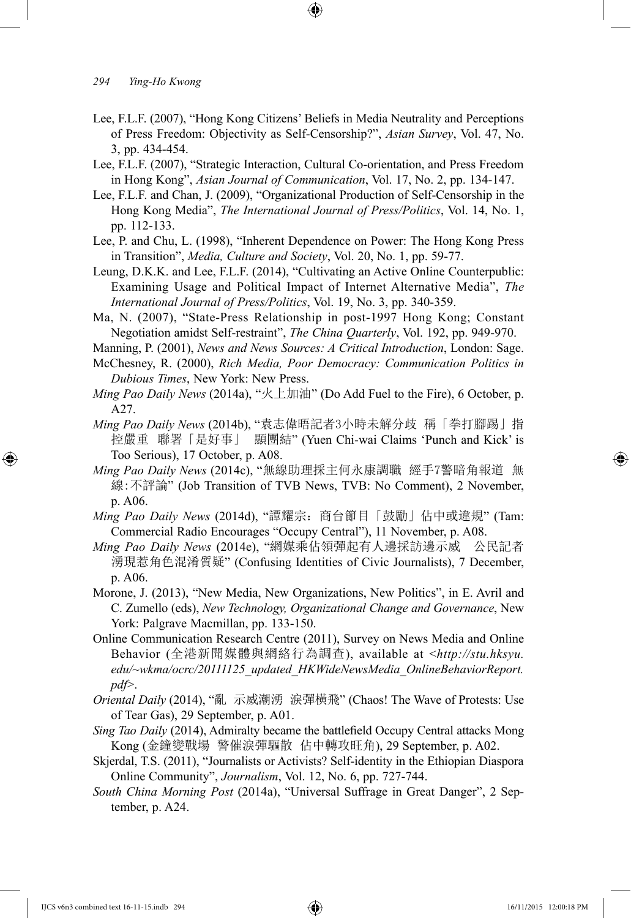Lee, F.L.F. (2007), "Hong Kong Citizens' Beliefs in Media Neutrality and Perceptions of Press Freedom: Objectivity as Self-Censorship?", *Asian Survey*, Vol. 47, No. 3, pp. 434-454.

Lee, F.L.F. (2007), "Strategic Interaction, Cultural Co-orientation, and Press Freedom in Hong Kong", *Asian Journal of Communication*, Vol. 17, No. 2, pp. 134-147.

Lee, F.L.F. and Chan, J. (2009), "Organizational Production of Self-Censorship in the Hong Kong Media", *The International Journal of Press/Politics*, Vol. 14, No. 1, pp. 112-133.

Lee, P. and Chu, L. (1998), "Inherent Dependence on Power: The Hong Kong Press in Transition", *Media, Culture and Society*, Vol. 20, No. 1, pp. 59-77.

Leung, D.K.K. and Lee, F.L.F. (2014), "Cultivating an Active Online Counterpublic: Examining Usage and Political Impact of Internet Alternative Media", *The International Journal of Press/Politics*, Vol. 19, No. 3, pp. 340-359.

Ma, N. (2007), "State-Press Relationship in post-1997 Hong Kong; Constant Negotiation amidst Self-restraint", *The China Quarterly*, Vol. 192, pp. 949-970.

Manning, P. (2001), *News and News Sources: A Critical Introduction*, London: Sage.

McChesney, R. (2000), *Rich Media, Poor Democracy: Communication Politics in Dubious Times*, New York: New Press.

*Ming Pao Daily News* (2014a), "火上加油" (Do Add Fuel to the Fire), 6 October, p. A27.

*Ming Pao Daily News* (2014b), "袁志偉唔記者3小時未解分歧 稱「拳打腳踢」指控嚴重 聯署「是好事」 顯團結" (Yuen Chi-wai Claims 'Punch and Kick' is Too Serious), 17 October, p. A08.

*Ming Pao Daily News* (2014c), "無線助理採主何永康調職 經手7警暗角報道 無線:不評論" (Job Transition of TVB News, TVB: No Comment), 2 November, p. A06.

*Ming Pao Daily News* (2014d), "譚耀宗：商台節目「鼓勵」佔中或違規" (Tam: Commercial Radio Encourages "Occupy Central"), 11 November, p. A08.

*Ming Pao Daily News* (2014e), "網媒乘佔領彈起有人邊採訪邊示威 公民記者湧現惹角色混淆質疑" (Confusing Identities of Civic Journalists), 7 December, p. A06.

Morone, J. (2013), "New Media, New Organizations, New Politics", in E. Avril and C. Zumello (eds), *New Technology, Organizational Change and Governance*, New York: Palgrave Macmillan, pp. 133-150.

Online Communication Research Centre (2011), Survey on News Media and Online Behavior (全港新聞媒體與網絡行為調查), available at <*http://stu.hksyu.edu/~wkma/ocrc/20111125_updated_HKWideNewsMedia_OnlineBehaviorReport.pdf*>.

*Oriental Daily* (2014), "亂 示威潮湧 淚彈橫飛" (Chaos! The Wave of Protests: Use of Tear Gas), 29 September, p. A01.

*Sing Tao Daily* (2014), Admiralty became the battlefield Occupy Central attacks Mong Kong (金鐘變戰場 警催淚彈驅散 佔中轉攻旺角), 29 September, p. A02.

Skjerdal, T.S. (2011), "Journalists or Activists? Self-identity in the Ethiopian Diaspora Online Community", *Journalism*, Vol. 12, No. 6, pp. 727-744.

*South China Morning Post* (2014a), "Universal Suffrage in Great Danger", 2 September, p. A24.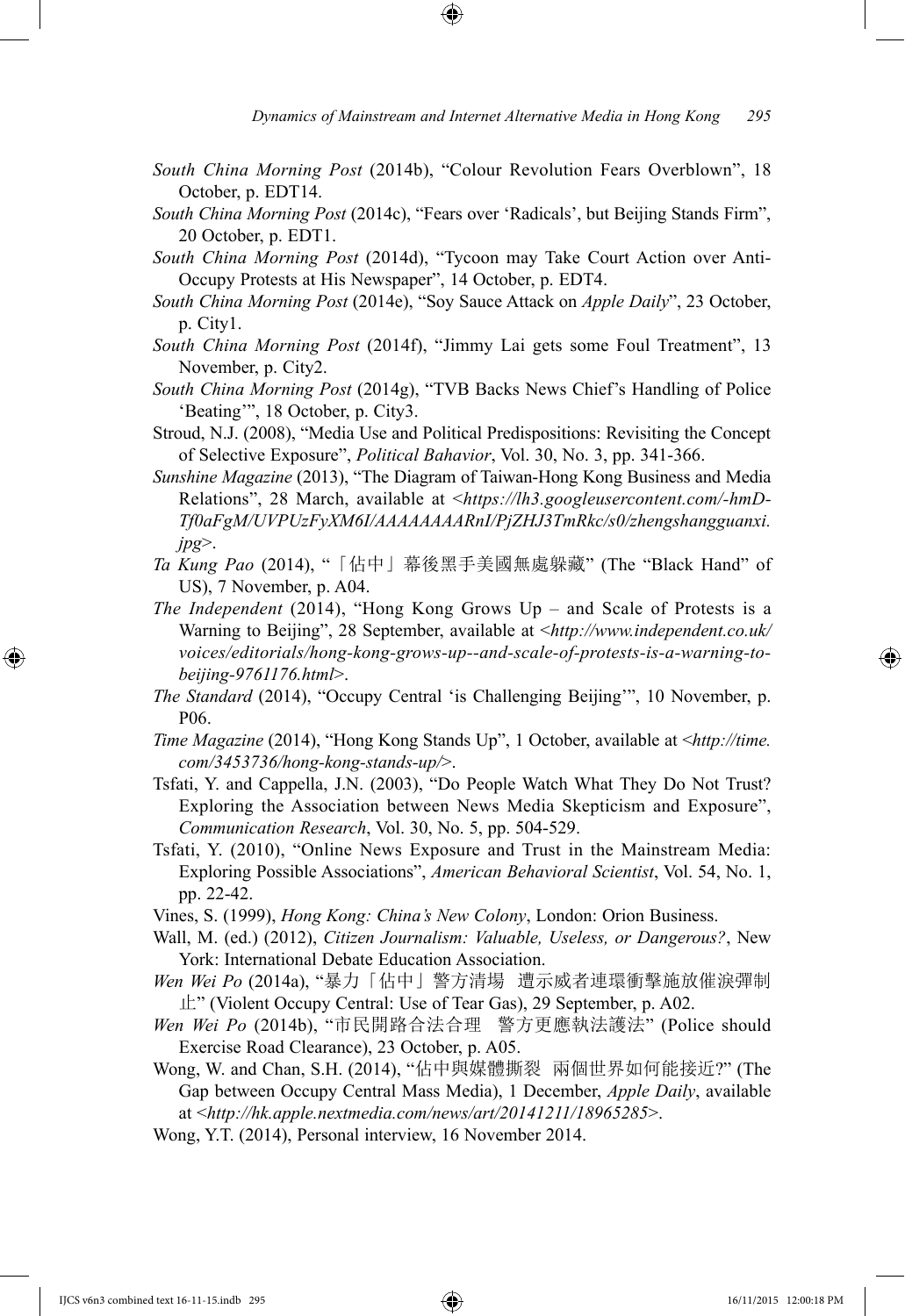*South China Morning Post* (2014b), "Colour Revolution Fears Overblown", 18 October, p. EDT14.

*South China Morning Post* (2014c), "Fears over 'Radicals', but Beijing Stands Firm", 20 October, p. EDT1.

*South China Morning Post* (2014d), "Tycoon may Take Court Action over Anti-Occupy Protests at His Newspaper", 14 October, p. EDT4.

*South China Morning Post* (2014e), "Soy Sauce Attack on *Apple Daily*", 23 October, p. City1.

*South China Morning Post* (2014f), "Jimmy Lai gets some Foul Treatment", 13 November, p. City2.

*South China Morning Post* (2014g), "TVB Backs News Chief's Handling of Police 'Beating'", 18 October, p. City3.

Stroud, N.J. (2008), "Media Use and Political Predispositions: Revisiting the Concept of Selective Exposure", *Political Bahavior*, Vol. 30, No. 3, pp. 341-366.

*Sunshine Magazine* (2013), "The Diagram of Taiwan-Hong Kong Business and Media Relations", 28 March, available at <*https://lh3.googleusercontent.com/-hmD-Tf0aFgM/UVPUzFyXM6I/AAAAAAAARnI/PjZHJ3TmRkc/s0/zhengshangguanxi.jpg*>.

*Ta Kung Pao* (2014), "「佔中」幕後黑手美國無處躲藏" (The "Black Hand" of US), 7 November, p. A04.

*The Independent* (2014), "Hong Kong Grows Up – and Scale of Protests is a Warning to Beijing", 28 September, available at <*http://www.independent.co.uk/voices/editorials/hong-kong-grows-up--and-scale-of-protests-is-a-warning-to-beijing-9761176.html*>.

*The Standard* (2014), "Occupy Central 'is Challenging Beijing'", 10 November, p. P06.

*Time Magazine* (2014), "Hong Kong Stands Up", 1 October, available at <*http://time.com/3453736/hong-kong-stands-up/*>.

Tsfati, Y. and Cappella, J.N. (2003), "Do People Watch What They Do Not Trust? Exploring the Association between News Media Skepticism and Exposure", *Communication Research*, Vol. 30, No. 5, pp. 504-529.

Tsfati, Y. (2010), "Online News Exposure and Trust in the Mainstream Media: Exploring Possible Associations", *American Behavioral Scientist*, Vol. 54, No. 1, pp. 22-42.

Vines, S. (1999), *Hong Kong: China's New Colony*, London: Orion Business.

Wall, M. (ed.) (2012), *Citizen Journalism: Valuable, Useless, or Dangerous?*, New York: International Debate Education Association.

*Wen Wei Po* (2014a), "暴力「佔中」警方清場　遭示威者連環衝擊施放催淚彈制止" (Violent Occupy Central: Use of Tear Gas), 29 September, p. A02.

*Wen Wei Po* (2014b), "市民開路合法合理　警方更應執法護法" (Police should Exercise Road Clearance), 23 October, p. A05.

Wong, W. and Chan, S.H. (2014), "佔中與媒體撕裂　兩個世界如何能接近?" (The Gap between Occupy Central Mass Media), 1 December, *Apple Daily*, available at <*http://hk.apple.nextmedia.com/news/art/20141211/18965285*>.

Wong, Y.T. (2014), Personal interview, 16 November 2014.